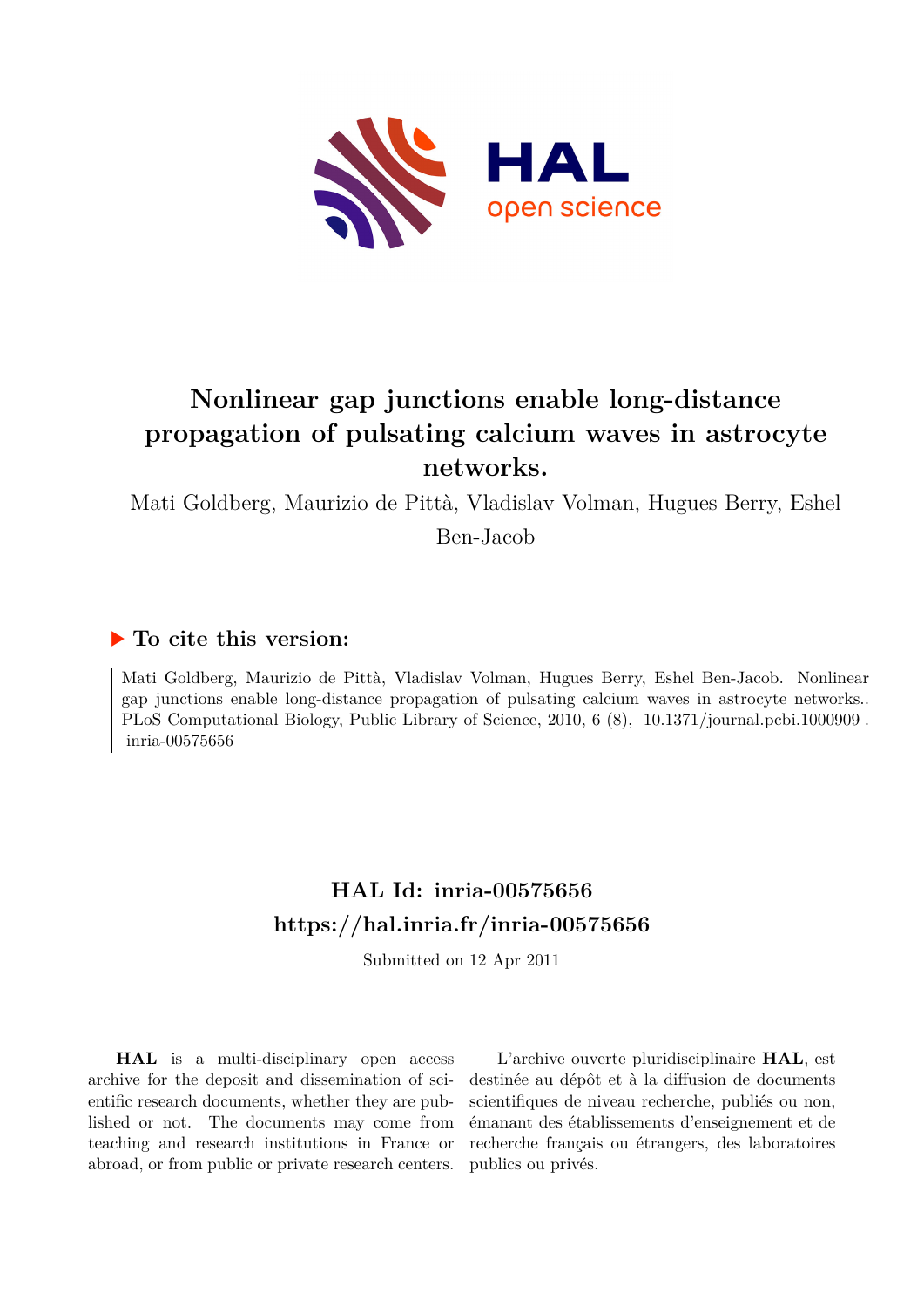# Nonlinear gap junctions enable long-distance propagation of pulsating calcium waves in astrocyte networks.

Mati Goldberg, Maurizio de Pittà, Vladislav Volman, Hugues Berry, Eshel Ben-Jacob

## ▶ To cite this version:

Mati Goldberg, Maurizio de Pittà, Vladislav Volman, Hugues Berry, Eshel Ben-Jacob. Nonlinear gap junctions enable long-distance propagation of pulsating calcium waves in astrocyte networks.. PLoS Computational Biology, Public Library of Science, 2010, 6 (8), 10.1371/journal.pcbi.1000909 . inria-00575656

## HAL Id: inria-00575656
## https://hal.inria.fr/inria-00575656

Submitted on 12 Apr 2011

**HAL** is a multi-disciplinary open access archive for the deposit and dissemination of scientific research documents, whether they are published or not. The documents may come from teaching and research institutions in France or abroad, or from public or private research centers.

L'archive ouverte pluridisciplinaire **HAL**, est destinée au dépôt et à la diffusion de documents scientifiques de niveau recherche, publiés ou non, émanant des établissements d'enseignement et de recherche français ou étrangers, des laboratoires publics ou privés.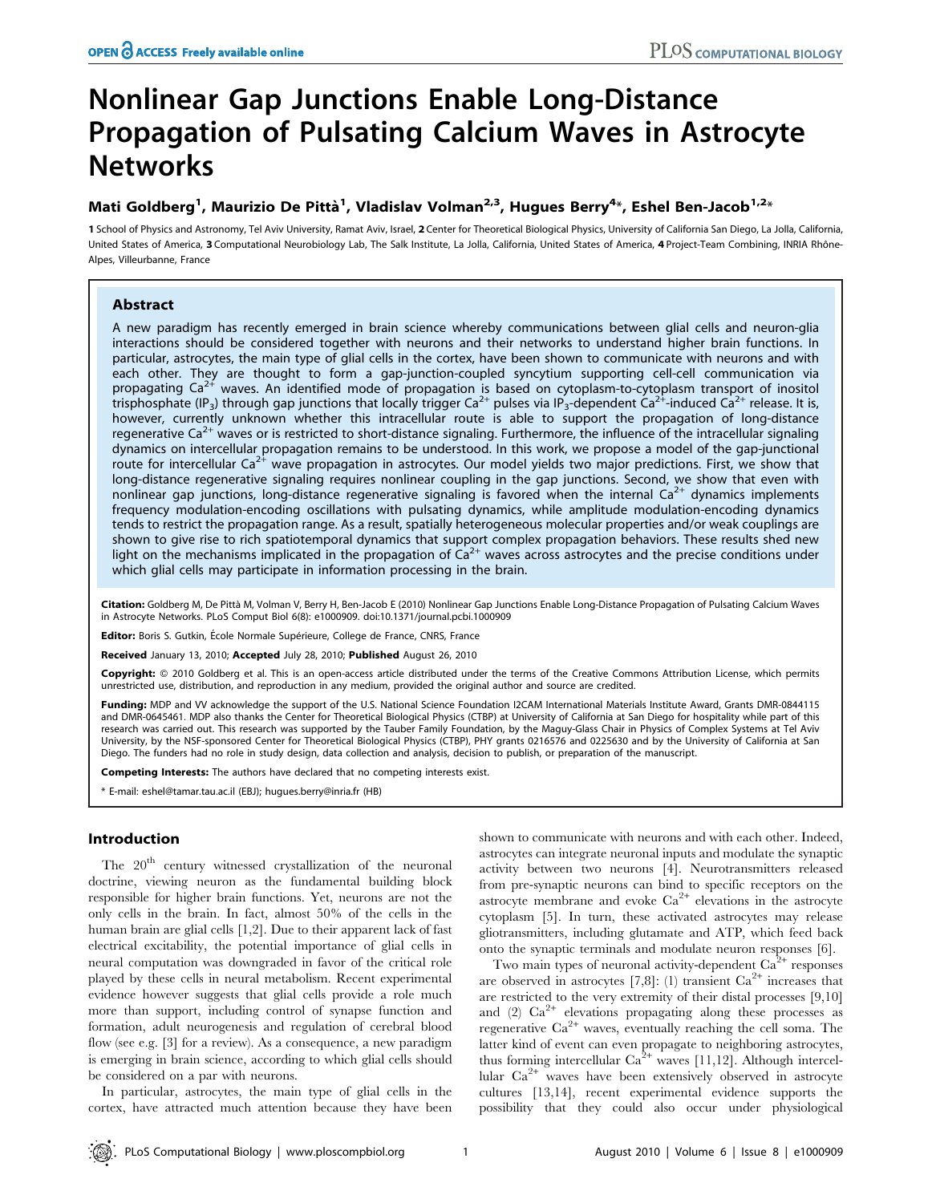# Nonlinear Gap Junctions Enable Long-Distance Propagation of Pulsating Calcium Waves in Astrocyte Networks

**Mati Goldberg[1], Maurizio De Pittà[1], Vladislav Volman[2,3], Hugues Berry[4]*, Eshel Ben-Jacob[1,2]***

**1** School of Physics and Astronomy, Tel Aviv University, Ramat Aviv, Israel, **2** Center for Theoretical Biological Physics, University of California San Diego, La Jolla, California, United States of America, **3** Computational Neurobiology Lab, The Salk Institute, La Jolla, California, United States of America, **4** Project-Team Combining, INRIA Rhône-Alpes, Villeurbanne, France

## Abstract

A new paradigm has recently emerged in brain science whereby communications between glial cells and neuron-glia interactions should be considered together with neurons and their networks to understand higher brain functions. In particular, astrocytes, the main type of glial cells in the cortex, have been shown to communicate with neurons and with each other. They are thought to form a gap-junction-coupled syncytium supporting cell-cell communication via propagating $Ca^{2+}$ waves. An identified mode of propagation is based on cytoplasm-to-cytoplasm transport of inositol trisphosphate ($IP_3$) through gap junctions that locally trigger $Ca^{2+}$ pulses via $IP_3$-dependent $Ca^{2+}$-induced $Ca^{2+}$ release. It is, however, currently unknown whether this intracellular route is able to support the propagation of long-distance regenerative $Ca^{2+}$ waves or is restricted to short-distance signaling. Furthermore, the influence of the intracellular signaling dynamics on intercellular propagation remains to be understood. In this work, we propose a model of the gap-junctional route for intercellular $Ca^{2+}$ wave propagation in astrocytes. Our model yields two major predictions. First, we show that long-distance regenerative signaling requires nonlinear coupling in the gap junctions. Second, we show that even with nonlinear gap junctions, long-distance regenerative signaling is favored when the internal $Ca^{2+}$ dynamics implements frequency modulation-encoding oscillations with pulsating dynamics, while amplitude modulation-encoding dynamics tends to restrict the propagation range. As a result, spatially heterogeneous molecular properties and/or weak couplings are shown to give rise to rich spatiotemporal dynamics that support complex propagation behaviors. These results shed new light on the mechanisms implicated in the propagation of $Ca^{2+}$ waves across astrocytes and the precise conditions under which glial cells may participate in information processing in the brain.

**Citation:** Goldberg M, De Pittà M, Volman V, Berry H, Ben-Jacob E (2010) Nonlinear Gap Junctions Enable Long-Distance Propagation of Pulsating Calcium Waves in Astrocyte Networks. PLoS Comput Biol 6(8): e1000909. doi:10.1371/journal.pcbi.1000909

**Editor:** Boris S. Gutkin, École Normale Supérieure, College de France, CNRS, France

**Received** January 13, 2010; **Accepted** July 28, 2010; **Published** August 26, 2010

**Copyright:** © 2010 Goldberg et al. This is an open-access article distributed under the terms of the Creative Commons Attribution License, which permits unrestricted use, distribution, and reproduction in any medium, provided the original author and source are credited.

**Funding:** MDP and VV acknowledge the support of the U.S. National Science Foundation I2CAM International Materials Institute Award, Grants DMR-0844115 and DMR-0645461. MDP also thanks the Center for Theoretical Biological Physics (CTBP) at University of California at San Diego for hospitality while part of this research was carried out. This research was supported by the Tauber Family Foundation, by the Maguy-Glass Chair in Physics of Complex Systems at Tel Aviv University, by the NSF-sponsored Center for Theoretical Biological Physics (CTBP), PHY grants 0216576 and 0225630 and by the University of California at San Diego. The funders had no role in study design, data collection and analysis, decision to publish, or preparation of the manuscript.

**Competing Interests:** The authors have declared that no competing interests exist.

* E-mail: eshel@tamar.tau.ac.il (EBJ); hugues.berry@inria.fr (HB)

## Introduction

The 20[th] century witnessed crystallization of the neuronal doctrine, viewing neuron as the fundamental building block responsible for higher brain functions. Yet, neurons are not the only cells in the brain. In fact, almost 50% of the cells in the human brain are glial cells [1,2]. Due to their apparent lack of fast electrical excitability, the potential importance of glial cells in neural computation was downgraded in favor of the critical role played by these cells in neural metabolism. Recent experimental evidence however suggests that glial cells provide a role much more than support, including control of synapse function and formation, adult neurogenesis and regulation of cerebral blood flow (see e.g. [3] for a review). As a consequence, a new paradigm is emerging in brain science, according to which glial cells should be considered on a par with neurons.

In particular, astrocytes, the main type of glial cells in the cortex, have attracted much attention because they have been shown to communicate with neurons and with each other. Indeed, astrocytes can integrate neuronal inputs and modulate the synaptic activity between two neurons [4]. Neurotransmitters released from pre-synaptic neurons can bind to specific receptors on the astrocyte membrane and evoke $Ca^{2+}$ elevations in the astrocyte cytoplasm [5]. In turn, these activated astrocytes may release gliotransmitters, including glutamate and ATP, which feed back onto the synaptic terminals and modulate neuron responses [6].

Two main types of neuronal activity-dependent $Ca^{2+}$ responses are observed in astrocytes [7,8]: (1) transient $Ca^{2+}$ increases that are restricted to the very extremity of their distal processes [9,10] and (2) $Ca^{2+}$ elevations propagating along these processes as regenerative $Ca^{2+}$ waves, eventually reaching the cell soma. The latter kind of event can even propagate to neighboring astrocytes, thus forming intercellular $Ca^{2+}$ waves [11,12]. Although intercellular $Ca^{2+}$ waves have been extensively observed in astrocyte cultures [13,14], recent experimental evidence supports the possibility that they could also occur under physiological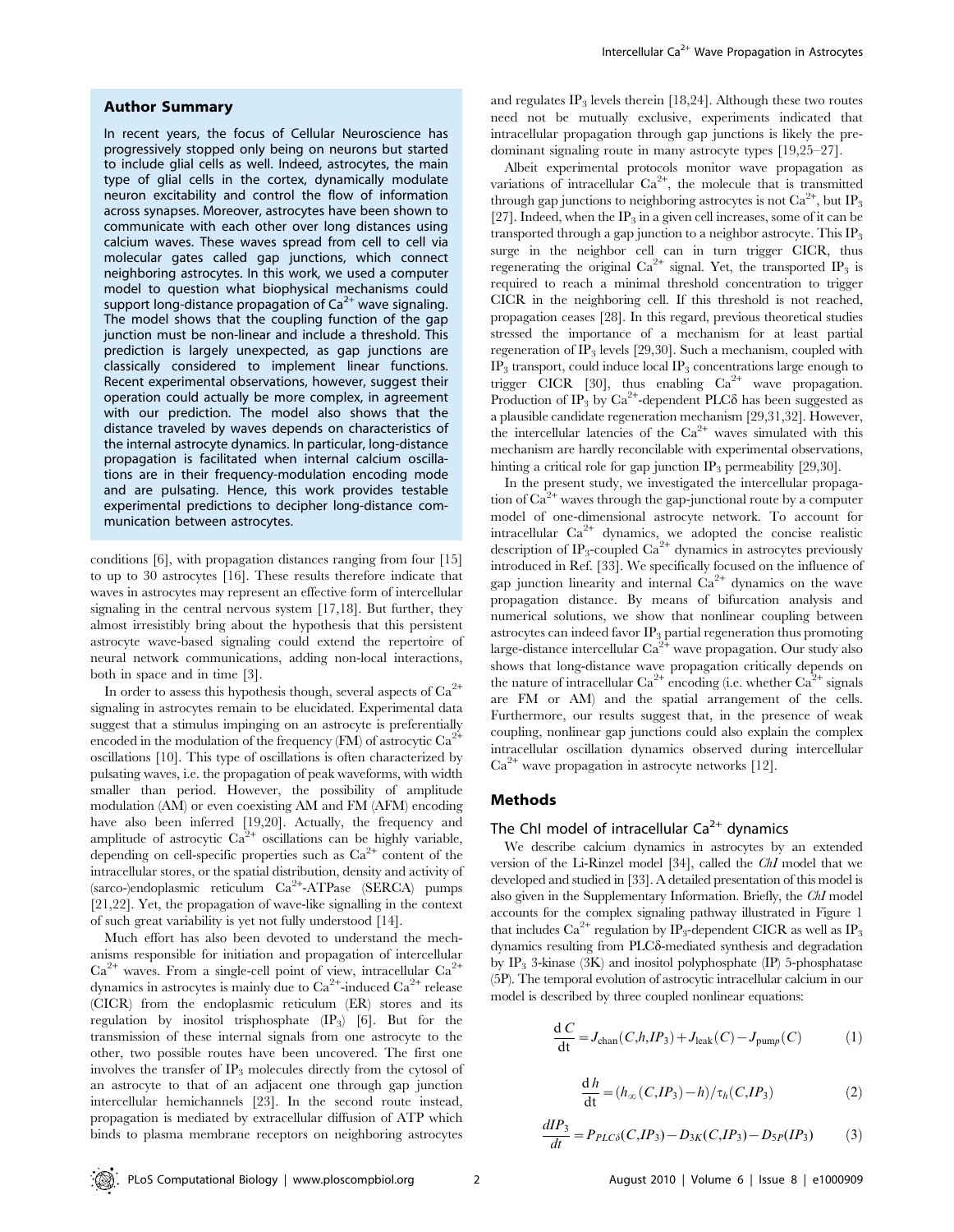## Author Summary

In recent years, the focus of Cellular Neuroscience has progressively stopped only being on neurons but started to include glial cells as well. Indeed, astrocytes, the main type of glial cells in the cortex, dynamically modulate neuron excitability and control the flow of information across synapses. Moreover, astrocytes have been shown to communicate with each other over long distances using calcium waves. These waves spread from cell to cell via molecular gates called gap junctions, which connect neighboring astrocytes. In this work, we used a computer model to question what biophysical mechanisms could support long-distance propagation of $Ca^{2+}$ wave signaling. The model shows that the coupling function of the gap junction must be non-linear and include a threshold. This prediction is largely unexpected, as gap junctions are classically considered to implement linear functions. Recent experimental observations, however, suggest their operation could actually be more complex, in agreement with our prediction. The model also shows that the distance traveled by waves depends on characteristics of the internal astrocyte dynamics. In particular, long-distance propagation is facilitated when internal calcium oscillations are in their frequency-modulation encoding mode and are pulsating. Hence, this work provides testable experimental predictions to decipher long-distance communication between astrocytes.

conditions [6], with propagation distances ranging from four [15] to up to 30 astrocytes [16]. These results therefore indicate that waves in astrocytes may represent an effective form of intercellular signaling in the central nervous system [17,18]. But further, they almost irresistibly bring about the hypothesis that this persistent astrocyte wave-based signaling could extend the repertoire of neural network communications, adding non-local interactions, both in space and in time [3].

In order to assess this hypothesis though, several aspects of $Ca^{2+}$ signaling in astrocytes remain to be elucidated. Experimental data suggest that a stimulus impinging on an astrocyte is preferentially encoded in the modulation of the frequency (FM) of astrocytic $Ca^{2+}$ oscillations [10]. This type of oscillations is often characterized by pulsating waves, i.e. the propagation of peak waveforms, with width smaller than period. However, the possibility of amplitude modulation (AM) or even coexisting AM and FM (AFM) encoding have also been inferred [19,20]. Actually, the frequency and amplitude of astrocytic $Ca^{2+}$ oscillations can be highly variable, depending on cell-specific properties such as $Ca^{2+}$ content of the intracellular stores, or the spatial distribution, density and activity of (sarco-)endoplasmic reticulum $Ca^{2+}$-ATPase (SERCA) pumps [21,22]. Yet, the propagation of wave-like signalling in the context of such great variability is yet not fully understood [14].

Much effort has also been devoted to understand the mechanisms responsible for initiation and propagation of intercellular $Ca^{2+}$ waves. From a single-cell point of view, intracellular $Ca^{2+}$ dynamics in astrocytes is mainly due to $Ca^{2+}$-induced $Ca^{2+}$ release (CICR) from the endoplasmic reticulum (ER) stores and its regulation by inositol trisphosphate ($IP_3$) [6]. But for the transmission of these internal signals from one astrocyte to the other, two possible routes have been uncovered. The first one involves the transfer of $IP_3$ molecules directly from the cytosol of an astrocyte to that of an adjacent one through gap junction intercellular hemichannels [23]. In the second route instead, propagation is mediated by extracellular diffusion of ATP which binds to plasma membrane receptors on neighboring astrocytes and regulates $IP_3$ levels therein [18,24]. Although these two routes need not be mutually exclusive, experiments indicated that intracellular propagation through gap junctions is likely the predominant signaling route in many astrocyte types [19,25–27].

Albeit experimental protocols monitor wave propagation as variations of intracellular $Ca^{2+}$, the molecule that is transmitted through gap junctions to neighboring astrocytes is not $Ca^{2+}$, but $IP_3$ [27]. Indeed, when the $IP_3$ in a given cell increases, some of it can be transported through a gap junction to a neighbor astrocyte. This $IP_3$ surge in the neighbor cell can in turn trigger CICR, thus regenerating the original $Ca^{2+}$ signal. Yet, the transported $IP_3$ is required to reach a minimal threshold concentration to trigger CICR in the neighboring cell. If this threshold is not reached, propagation ceases [28]. In this regard, previous theoretical studies stressed the importance of a mechanism for at least partial regeneration of $IP_3$ levels [29,30]. Such a mechanism, coupled with $IP_3$ transport, could induce local $IP_3$ concentrations large enough to trigger CICR [30], thus enabling $Ca^{2+}$ wave propagation. Production of $IP_3$ by $Ca^{2+}$-dependent PLCδ has been suggested as a plausible candidate regeneration mechanism [29,31,32]. However, the intercellular latencies of the $Ca^{2+}$ waves simulated with this mechanism are hardly reconcilable with experimental observations, hinting a critical role for gap junction $IP_3$ permeability [29,30].

In the present study, we investigated the intercellular propagation of $Ca^{2+}$ waves through the gap-junctional route by a computer model of one-dimensional astrocyte network. To account for intracellular $Ca^{2+}$ dynamics, we adopted the concise realistic description of $IP_3$-coupled $Ca^{2+}$ dynamics in astrocytes previously introduced in Ref. [33]. We specifically focused on the influence of gap junction linearity and internal $Ca^{2+}$ dynamics on the wave propagation distance. By means of bifurcation analysis and numerical solutions, we show that nonlinear coupling between astrocytes can indeed favor $IP_3$ partial regeneration thus promoting large-distance intercellular $Ca^{2+}$ wave propagation. Our study also shows that long-distance wave propagation critically depends on the nature of intracellular $Ca^{2+}$ encoding (i.e. whether $Ca^{2+}$ signals are FM or AM) and the spatial arrangement of the cells. Furthermore, our results suggest that, in the presence of weak coupling, nonlinear gap junctions could also explain the complex intracellular oscillation dynamics observed during intercellular $Ca^{2+}$ wave propagation in astrocyte networks [12].

## Methods

### The ChI model of intracellular $Ca^{2+}$ dynamics

We describe calcium dynamics in astrocytes by an extended version of the Li-Rinzel model [34], called the *ChI* model that we developed and studied in [33]. A detailed presentation of this model is also given in the Supplementary Information. Briefly, the *ChI* model accounts for the complex signaling pathway illustrated in Figure 1 that includes $Ca^{2+}$ regulation by $IP_3$-dependent CICR as well as $IP_3$ dynamics resulting from PLCδ-mediated synthesis and degradation by $IP_3$ 3-kinase (3K) and inositol polyphosphate (IP) 5-phosphatase (5P). The temporal evolution of astrocytic intracellular calcium in our model is described by three coupled nonlinear equations:

$$\frac{\mathrm{d}\,C}{\mathrm{dt}} = J_{\mathrm{chan}}(C,h,IP_3) + J_{\mathrm{leak}}(C) - J_{\mathrm{pump}}(C) \tag{1}$$

$$\frac{\mathrm{d}\,h}{\mathrm{dt}} = (h_{\infty}(C,IP_3) - h)/\tau_h(C,IP_3) \tag{2}$$

$$\frac{dIP_3}{dt} = P_{PLC\delta}(C,IP_3) - D_{3K}(C,IP_3) - D_{5P}(IP_3) \tag{3}$$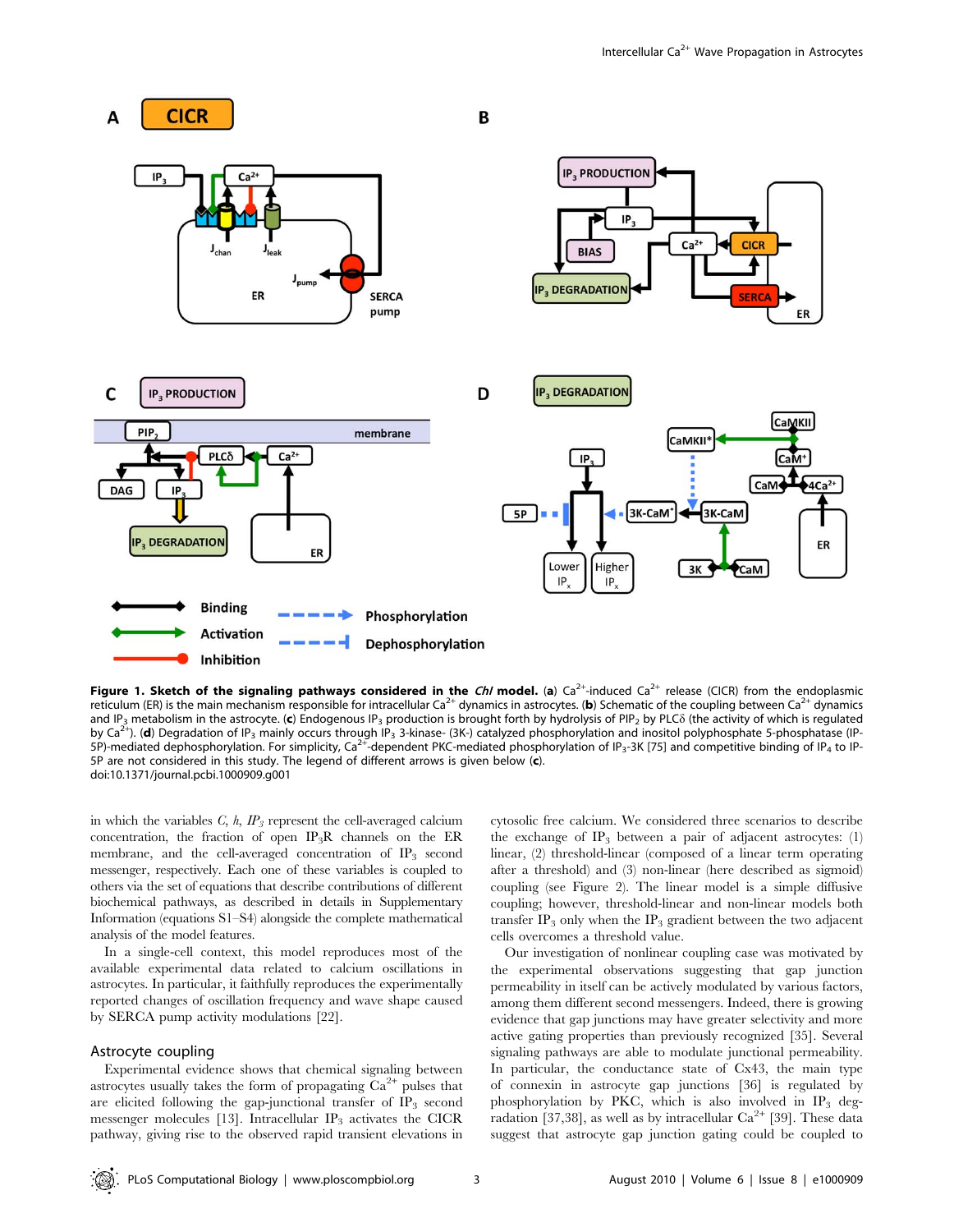**Figure 1. Sketch of the signaling pathways considered in the *ChI* model.** (**a**) $Ca^{2+}$-induced $Ca^{2+}$ release (CICR) from the endoplasmic reticulum (ER) is the main mechanism responsible for intracellular $Ca^{2+}$ dynamics in astrocytes. (**b**) Schematic of the coupling between $Ca^{2+}$ dynamics and $IP_3$ metabolism in the astrocyte. (**c**) Endogenous $IP_3$ production is brought forth by hydrolysis of $PIP_2$ by PLCδ (the activity of which is regulated by $Ca^{2+}$). (**d**) Degradation of $IP_3$ mainly occurs through $IP_3$ 3-kinase- (3K-) catalyzed phosphorylation and inositol polyphosphate 5-phosphatase (IP-5P)-mediated dephosphorylation. For simplicity, $Ca^{2+}$-dependent PKC-mediated phosphorylation of $IP_3$-3K [75] and competitive binding of $IP_4$ to IP-5P are not considered in this study. The legend of different arrows is given below (**c**).
doi:10.1371/journal.pcbi.1000909.g001

in which the variables $C$, $h$, $IP_3$ represent the cell-averaged calcium concentration, the fraction of open $IP_3R$ channels on the ER membrane, and the cell-averaged concentration of $IP_3$ second messenger, respectively. Each one of these variables is coupled to others via the set of equations that describe contributions of different biochemical pathways, as described in details in Supplementary Information (equations S1–S4) alongside the complete mathematical analysis of the model features.

In a single-cell context, this model reproduces most of the available experimental data related to calcium oscillations in astrocytes. In particular, it faithfully reproduces the experimentally reported changes of oscillation frequency and wave shape caused by SERCA pump activity modulations [22].

## Astrocyte coupling

Experimental evidence shows that chemical signaling between astrocytes usually takes the form of propagating $Ca^{2+}$ pulses that are elicited following the gap-junctional transfer of $IP_3$ second messenger molecules [13]. Intracellular $IP_3$ activates the CICR pathway, giving rise to the observed rapid transient elevations in cytosolic free calcium. We considered three scenarios to describe the exchange of $IP_3$ between a pair of adjacent astrocytes: (1) linear, (2) threshold-linear (composed of a linear term operating after a threshold) and (3) non-linear (here described as sigmoid) coupling (see Figure 2). The linear model is a simple diffusive coupling; however, threshold-linear and non-linear models both transfer $IP_3$ only when the $IP_3$ gradient between the two adjacent cells overcomes a threshold value.

Our investigation of nonlinear coupling case was motivated by the experimental observations suggesting that gap junction permeability in itself can be actively modulated by various factors, among them different second messengers. Indeed, there is growing evidence that gap junctions may have greater selectivity and more active gating properties than previously recognized [35]. Several signaling pathways are able to modulate junctional permeability. In particular, the conductance state of Cx43, the main type of connexin in astrocyte gap junctions [36] is regulated by phosphorylation by PKC, which is also involved in $IP_3$ degradation [37,38], as well as by intracellular $Ca^{2+}$ [39]. These data suggest that astrocyte gap junction gating could be coupled to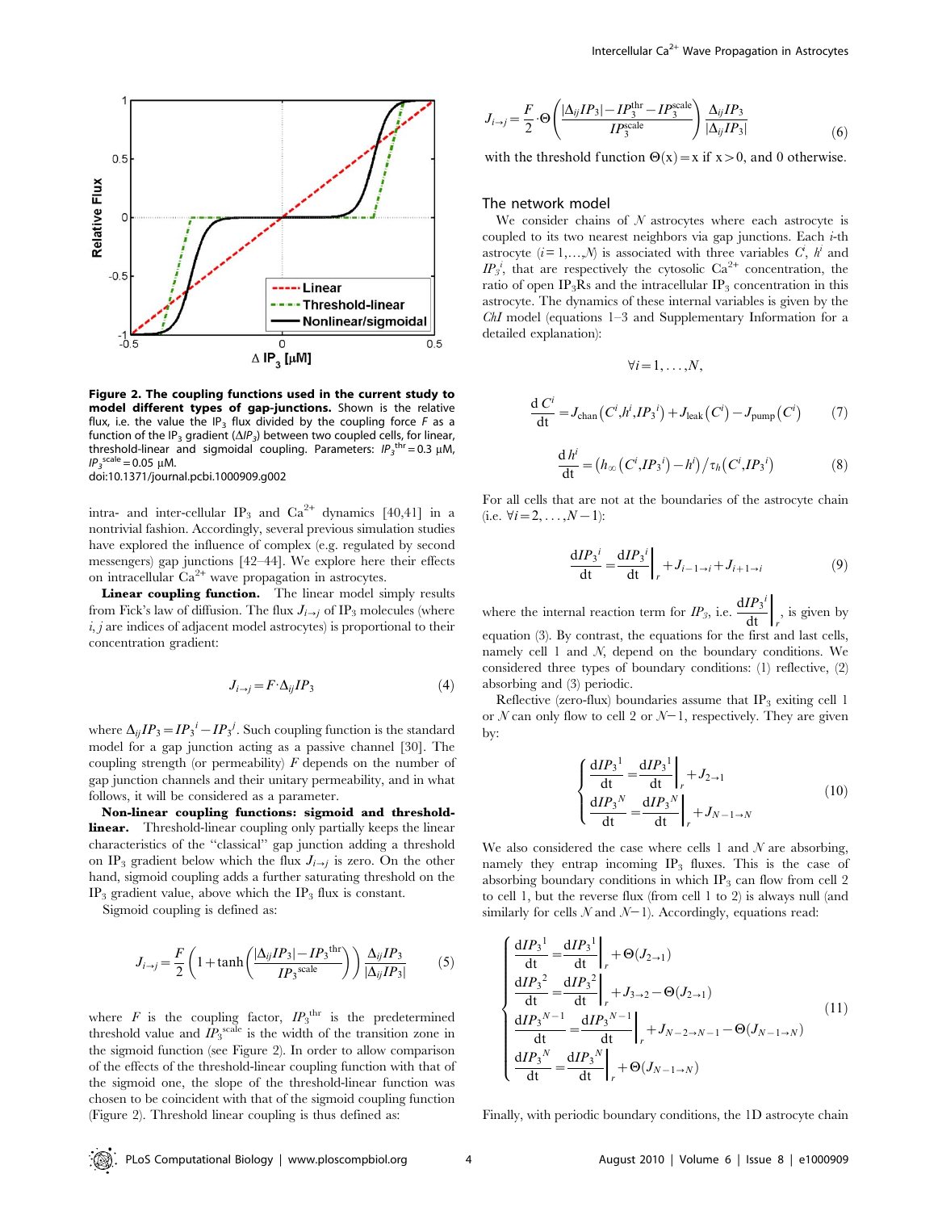**Figure 2. The coupling functions used in the current study to model different types of gap-junctions.** Shown is the relative flux, i.e. the value the $IP_3$ flux divided by the coupling force $F$ as a function of the $IP_3$ gradient ($\Delta IP_3$) between two coupled cells, for linear, threshold-linear and sigmoidal coupling. Parameters: $IP_3^{thr} = 0.3$ μM, $IP_3^{scale} = 0.05$ μM.
doi:10.1371/journal.pcbi.1000909.g002

intra- and inter-cellular $IP_3$ and $Ca^{2+}$ dynamics [40,41] in a nontrivial fashion. Accordingly, several previous simulation studies have explored the influence of complex (e.g. regulated by second messengers) gap junctions [42–44]. We explore here their effects on intracellular $Ca^{2+}$ wave propagation in astrocytes.

**Linear coupling function.** The linear model simply results from Fick's law of diffusion. The flux $J_{i \to j}$ of $IP_3$ molecules (where $i, j$ are indices of adjacent model astrocytes) is proportional to their concentration gradient:

$$J_{i \to j} = F \cdot \Delta_{ij} IP_3 \tag{4}$$

where $\Delta_{ij} IP_3 = IP_3{}^i - IP_3{}^j$. Such coupling function is the standard model for a gap junction acting as a passive channel [30]. The coupling strength (or permeability) $F$ depends on the number of gap junction channels and their unitary permeability, and in what follows, it will be considered as a parameter.

**Non-linear coupling functions: sigmoid and threshold-linear.** Threshold-linear coupling only partially keeps the linear characteristics of the "classical" gap junction adding a threshold on $IP_3$ gradient below which the flux $J_{i \to j}$ is zero. On the other hand, sigmoid coupling adds a further saturating threshold on the $IP_3$ gradient value, above which the $IP_3$ flux is constant.

Sigmoid coupling is defined as:

$$J_{i \to j} = \frac{F}{2} \left( 1 + \tanh \left( \frac{|\Delta_{ij} IP_3| - IP_3{}^{thr}}{IP_3{}^{scale}} \right) \right) \frac{\Delta_{ij} IP_3}{|\Delta_{ij} IP_3|} \tag{5}$$

where $F$ is the coupling factor, $IP_3^{thr}$ is the predetermined threshold value and $IP_3^{scale}$ is the width of the transition zone in the sigmoid function (see Figure 2). In order to allow comparison of the effects of the threshold-linear coupling function with that of the sigmoid one, the slope of the threshold-linear function was chosen to be coincident with that of the sigmoid coupling function (Figure 2). Threshold linear coupling is thus defined as:

$$J_{i \to j} = \frac{F}{2} \cdot \Theta \left( \frac{|\Delta_{ij} IP_3| - IP_3^{thr} - IP_3^{scale}}{IP_3^{scale}} \right) \frac{\Delta_{ij} IP_3}{|\Delta_{ij} IP_3|} \tag{6}$$

with the threshold function $\Theta(x) = x$ if $x > 0$, and 0 otherwise.

## The network model

We consider chains of $N$ astrocytes where each astrocyte is coupled to its two nearest neighbors via gap junctions. Each $i$-th astrocyte ($i = 1, \ldots, N$) is associated with three variables $C^i$, $h^i$ and $IP_3{}^i$, that are respectively the cytosolic $Ca^{2+}$ concentration, the ratio of open $IP_3$Rs and the intracellular $IP_3$ concentration in this astrocyte. The dynamics of these internal variables is given by the *ChI* model (equations 1–3 and Supplementary Information for a detailed explanation):

$$\forall i = 1, \ldots, N,$$

$$\frac{dC^i}{dt} = J_{chan}\left(C^i, h^i, IP_3{}^i\right) + J_{leak}\left(C^i\right) - J_{pump}\left(C^i\right) \tag{7}$$

$$\frac{dh^i}{dt} = \left(h_\infty\left(C^i, IP_3{}^i\right) - h^i\right) / \tau_h\left(C^i, IP_3{}^i\right) \tag{8}$$

For all cells that are not at the boundaries of the astrocyte chain (i.e. $\forall i = 2, \ldots, N-1$):

$$\frac{dIP_3{}^i}{dt} = \left.\frac{dIP_3{}^i}{dt}\right|_r + J_{i-1 \to i} + J_{i+1 \to i} \tag{9}$$

where the internal reaction term for $IP_3$, i.e. $\left.\frac{dIP_3{}^i}{dt}\right|_r$, is given by equation (3). By contrast, the equations for the first and last cells, namely cell 1 and $N$, depend on the boundary conditions. We considered three types of boundary conditions: (1) reflective, (2) absorbing and (3) periodic.

Reflective (zero-flux) boundaries assume that $IP_3$ exiting cell 1 or $N$ can only flow to cell 2 or $N-1$, respectively. They are given by:

$$\begin{cases} \dfrac{dIP_3{}^1}{dt} = \left.\dfrac{dIP_3{}^1}{dt}\right|_r + J_{2 \to 1} \\ \dfrac{dIP_3{}^N}{dt} = \left.\dfrac{dIP_3{}^N}{dt}\right|_r + J_{N-1 \to N} \end{cases} \tag{10}$$

We also considered the case where cells 1 and $N$ are absorbing, namely they entrap incoming $IP_3$ fluxes. This is the case of absorbing boundary conditions in which $IP_3$ can flow from cell 2 to cell 1, but the reverse flux (from cell 1 to 2) is always null (and similarly for cells $N$ and $N-1$). Accordingly, equations read:

$$\begin{cases} \dfrac{dIP_3{}^1}{dt} = \left.\dfrac{dIP_3{}^1}{dt}\right|_r + \Theta(J_{2 \to 1}) \\ \dfrac{dIP_3{}^2}{dt} = \left.\dfrac{dIP_3{}^2}{dt}\right|_r + J_{3 \to 2} - \Theta(J_{2 \to 1}) \\ \dfrac{dIP_3{}^{N-1}}{dt} = \left.\dfrac{dIP_3{}^{N-1}}{dt}\right|_r + J_{N-2 \to N-1} - \Theta(J_{N-1 \to N}) \\ \dfrac{dIP_3{}^N}{dt} = \left.\dfrac{dIP_3{}^N}{dt}\right|_r + \Theta(J_{N-1 \to N}) \end{cases} \tag{11}$$

Finally, with periodic boundary conditions, the 1D astrocyte chain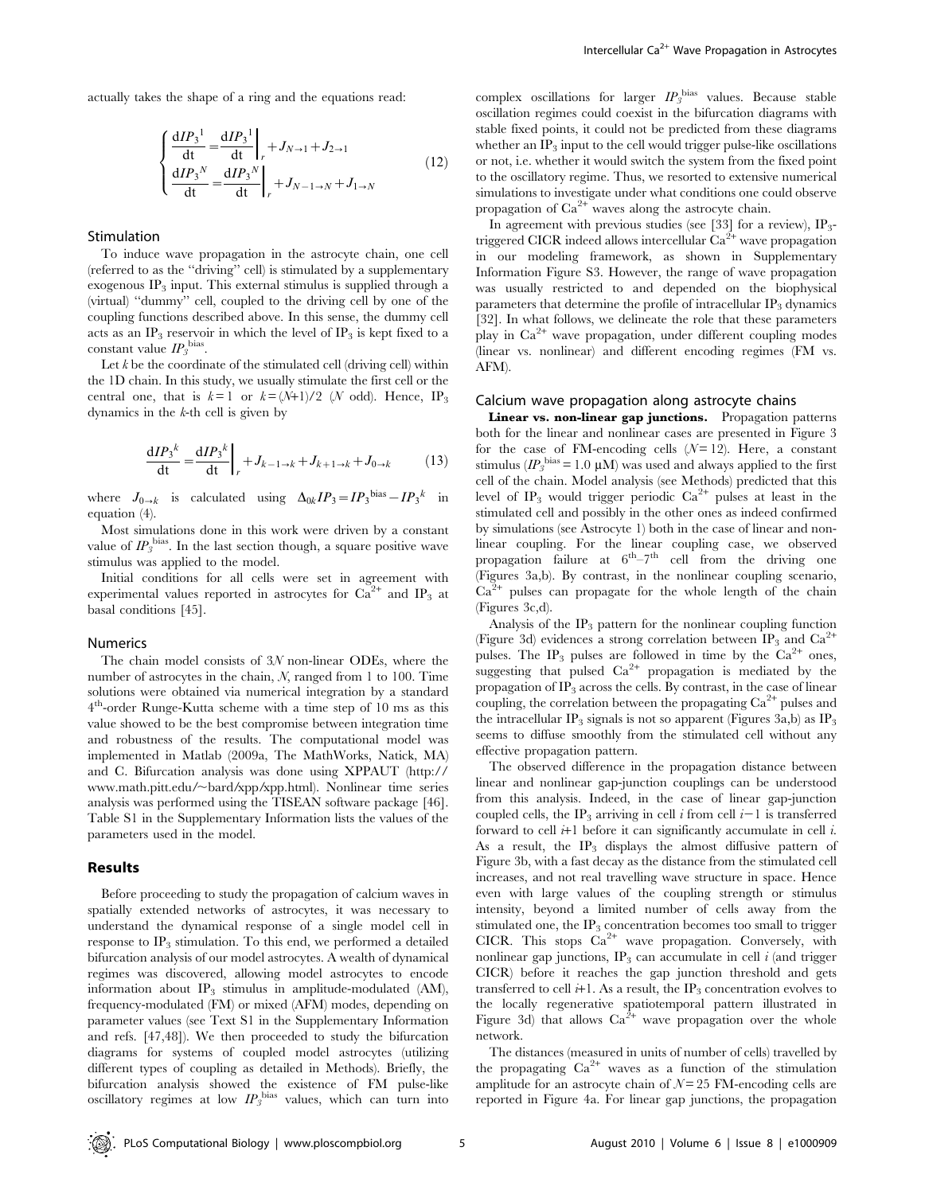actually takes the shape of a ring and the equations read:

$$
\begin{cases}
\dfrac{\mathrm{d}IP_3{}^1}{\mathrm{dt}} = \left.\dfrac{\mathrm{d}IP_3{}^1}{\mathrm{dt}}\right|_r + J_{N\to 1} + J_{2\to 1} \\
\dfrac{\mathrm{d}IP_3{}^N}{\mathrm{dt}} = \left.\dfrac{\mathrm{d}IP_3{}^N}{\mathrm{dt}}\right|_r + J_{N-1\to N} + J_{1\to N}
\end{cases}
\tag{12}
$$

### Stimulation

To induce wave propagation in the astrocyte chain, one cell (referred to as the "driving" cell) is stimulated by a supplementary exogenous $IP_3$ input. This external stimulus is supplied through a (virtual) "dummy" cell, coupled to the driving cell by one of the coupling functions described above. In this sense, the dummy cell acts as an $IP_3$ reservoir in which the level of $IP_3$ is kept fixed to a constant value $IP_3^{\text{bias}}$.

Let $k$ be the coordinate of the stimulated cell (driving cell) within the 1D chain. In this study, we usually stimulate the first cell or the central one, that is $k=1$ or $k=(N+1)/2$ ($N$ odd). Hence, $IP_3$ dynamics in the $k$-th cell is given by

$$
\frac{\mathrm{d}IP_3{}^k}{\mathrm{dt}} = \left.\frac{\mathrm{d}IP_3{}^k}{\mathrm{dt}}\right|_r + J_{k-1\to k} + J_{k+1\to k} + J_{0\to k}
\tag{13}
$$

where $J_{0\to k}$ is calculated using $\Delta_{0k}IP_3 = IP_3{}^{\text{bias}} - IP_3{}^k$ in equation (4).

Most simulations done in this work were driven by a constant value of $IP_3^{\text{bias}}$. In the last section though, a square positive wave stimulus was applied to the model.

Initial conditions for all cells were set in agreement with experimental values reported in astrocytes for $Ca^{2+}$ and $IP_3$ at basal conditions [45].

### Numerics

The chain model consists of $3N$ non-linear ODEs, where the number of astrocytes in the chain, $N$, ranged from 1 to 100. Time solutions were obtained via numerical integration by a standard 4[th]-order Runge-Kutta scheme with a time step of 10 ms as this value showed to be the best compromise between integration time and robustness of the results. The computational model was implemented in Matlab (2009a, The MathWorks, Natick, MA) and C. Bifurcation analysis was done using XPPAUT (http://www.math.pitt.edu/~bard/xpp/xpp.html). Nonlinear time series analysis was performed using the TISEAN software package [46]. Table S1 in the Supplementary Information lists the values of the parameters used in the model.

## Results

Before proceeding to study the propagation of calcium waves in spatially extended networks of astrocytes, it was necessary to understand the dynamical response of a single model cell in response to $IP_3$ stimulation. To this end, we performed a detailed bifurcation analysis of our model astrocytes. A wealth of dynamical regimes was discovered, allowing model astrocytes to encode information about $IP_3$ stimulus in amplitude-modulated (AM), frequency-modulated (FM) or mixed (AFM) modes, depending on parameter values (see Text S1 in the Supplementary Information and refs. [47,48]). We then proceeded to study the bifurcation diagrams for systems of coupled model astrocytes (utilizing different types of coupling as detailed in Methods). Briefly, the bifurcation analysis showed the existence of FM pulse-like oscillatory regimes at low $IP_3^{\text{bias}}$ values, which can turn into complex oscillations for larger $IP_3^{\text{bias}}$ values. Because stable oscillation regimes could coexist in the bifurcation diagrams with stable fixed points, it could not be predicted from these diagrams whether an $IP_3$ input to the cell would trigger pulse-like oscillations or not, i.e. whether it would switch the system from the fixed point to the oscillatory regime. Thus, we resorted to extensive numerical simulations to investigate under what conditions one could observe propagation of $Ca^{2+}$ waves along the astrocyte chain.

In agreement with previous studies (see [33] for a review), $IP_3$-triggered CICR indeed allows intercellular $Ca^{2+}$ wave propagation in our modeling framework, as shown in Supplementary Information Figure S3. However, the range of wave propagation was usually restricted to and depended on the biophysical parameters that determine the profile of intracellular $IP_3$ dynamics [32]. In what follows, we delineate the role that these parameters play in $Ca^{2+}$ wave propagation, under different coupling modes (linear vs. nonlinear) and different encoding regimes (FM vs. AFM).

### Calcium wave propagation along astrocyte chains

**Linear vs. non-linear gap junctions.** Propagation patterns both for the linear and nonlinear cases are presented in Figure 3 for the case of FM-encoding cells ($N=12$). Here, a constant stimulus ($IP_3^{\text{bias}} = 1.0\ \mu$M) was used and always applied to the first cell of the chain. Model analysis (see Methods) predicted that this level of $IP_3$ would trigger periodic $Ca^{2+}$ pulses at least in the stimulated cell and possibly in the other ones as indeed confirmed by simulations (see Astrocyte 1) both in the case of linear and nonlinear coupling. For the linear coupling case, we observed propagation failure at 6[th]–7[th] cell from the driving one (Figures 3a,b). By contrast, in the nonlinear coupling scenario, $Ca^{2+}$ pulses can propagate for the whole length of the chain (Figures 3c,d).

Analysis of the $IP_3$ pattern for the nonlinear coupling function (Figure 3d) evidences a strong correlation between $IP_3$ and $Ca^{2+}$ pulses. The $IP_3$ pulses are followed in time by the $Ca^{2+}$ ones, suggesting that pulsed $Ca^{2+}$ propagation is mediated by the propagation of $IP_3$ across the cells. By contrast, in the case of linear coupling, the correlation between the propagating $Ca^{2+}$ pulses and the intracellular $IP_3$ signals is not so apparent (Figures 3a,b) as $IP_3$ seems to diffuse smoothly from the stimulated cell without any effective propagation pattern.

The observed difference in the propagation distance between linear and nonlinear gap-junction couplings can be understood from this analysis. Indeed, in the case of linear gap-junction coupled cells, the $IP_3$ arriving in cell $i$ from cell $i-1$ is transferred forward to cell $i+1$ before it can significantly accumulate in cell $i$. As a result, the $IP_3$ displays the almost diffusive pattern of Figure 3b, with a fast decay as the distance from the stimulated cell increases, and not real travelling wave structure in space. Hence even with large values of the coupling strength or stimulus intensity, beyond a limited number of cells away from the stimulated one, the $IP_3$ concentration becomes too small to trigger CICR. This stops $Ca^{2+}$ wave propagation. Conversely, with nonlinear gap junctions, $IP_3$ can accumulate in cell $i$ (and trigger CICR) before it reaches the gap junction threshold and gets transferred to cell $i+1$. As a result, the $IP_3$ concentration evolves to the locally regenerative spatiotemporal pattern illustrated in Figure 3d) that allows $Ca^{2+}$ wave propagation over the whole network.

The distances (measured in units of number of cells) travelled by the propagating $Ca^{2+}$ waves as a function of the stimulation amplitude for an astrocyte chain of $N=25$ FM-encoding cells are reported in Figure 4a. For linear gap junctions, the propagation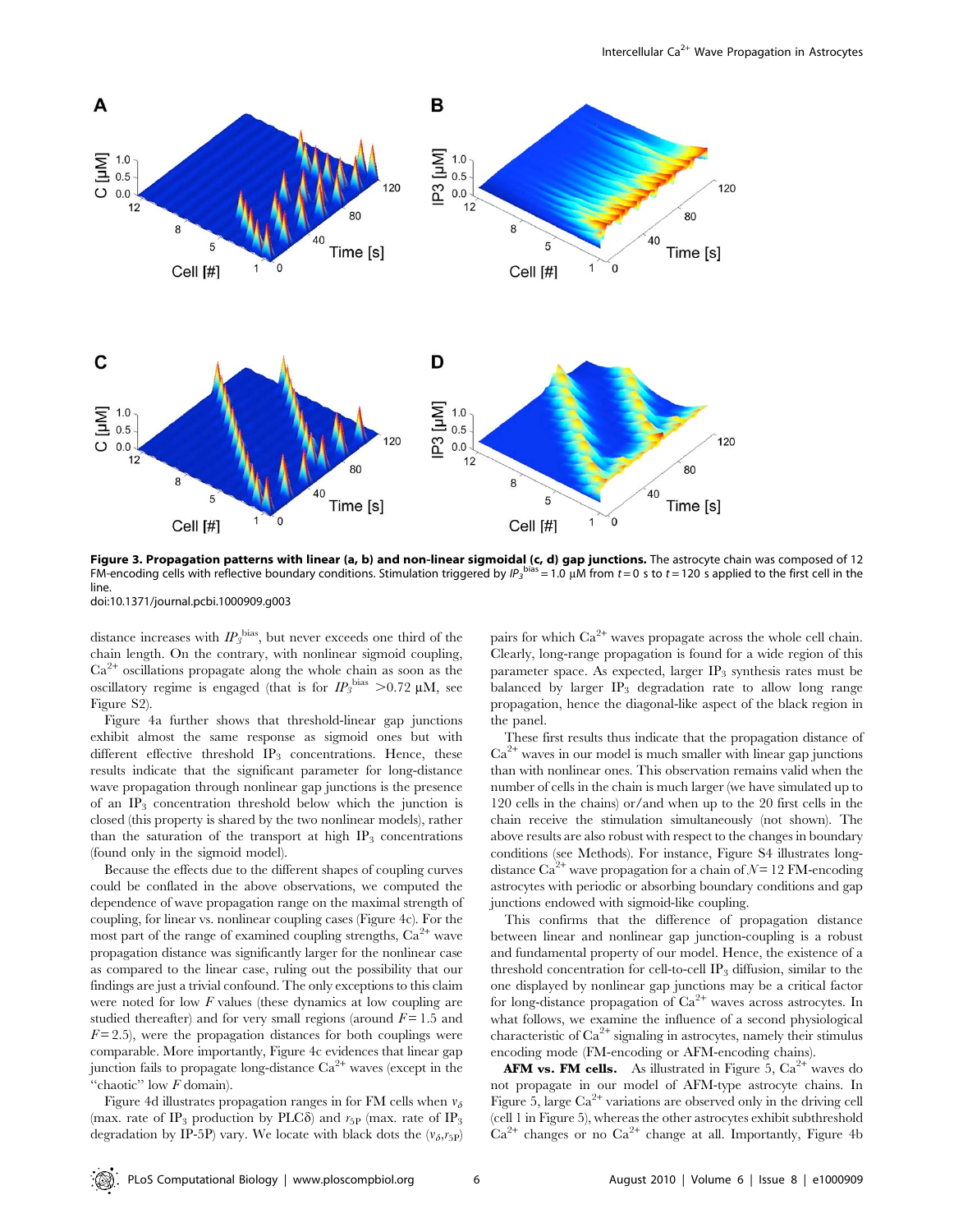**Figure 3. Propagation patterns with linear (a, b) and non-linear sigmoidal (c, d) gap junctions.** The astrocyte chain was composed of 12 FM-encoding cells with reflective boundary conditions. Stimulation triggered by $IP_3^{bias} = 1.0$ µM from $t = 0$ s to $t = 120$ s applied to the first cell in the line.
doi:10.1371/journal.pcbi.1000909.g003

distance increases with $IP_3^{bias}$, but never exceeds one third of the chain length. On the contrary, with nonlinear sigmoid coupling, $Ca^{2+}$ oscillations propagate along the whole chain as soon as the oscillatory regime is engaged (that is for $IP_3^{bias} > 0.72$ µM, see Figure S2).

Figure 4a further shows that threshold-linear gap junctions exhibit almost the same response as sigmoid ones but with different effective threshold $IP_3$ concentrations. Hence, these results indicate that the significant parameter for long-distance wave propagation through nonlinear gap junctions is the presence of an $IP_3$ concentration threshold below which the junction is closed (this property is shared by the two nonlinear models), rather than the saturation of the transport at high $IP_3$ concentrations (found only in the sigmoid model).

Because the effects due to the different shapes of coupling curves could be conflated in the above observations, we computed the dependence of wave propagation range on the maximal strength of coupling, for linear vs. nonlinear coupling cases (Figure 4c). For the most part of the range of examined coupling strengths, $Ca^{2+}$ wave propagation distance was significantly larger for the nonlinear case as compared to the linear case, ruling out the possibility that our findings are just a trivial confound. The only exceptions to this claim were noted for low $F$ values (these dynamics at low coupling are studied thereafter) and for very small regions (around $F = 1.5$ and $F = 2.5$), were the propagation distances for both couplings were comparable. More importantly, Figure 4c evidences that linear gap junction fails to propagate long-distance $Ca^{2+}$ waves (except in the "chaotic" low $F$ domain).

Figure 4d illustrates propagation ranges in for FM cells when $v_\delta$ (max. rate of $IP_3$ production by PLCδ) and $r_{5P}$ (max. rate of $IP_3$ degradation by IP-5P) vary. We locate with black dots the ($v_\delta$,$r_{5P}$) pairs for which $Ca^{2+}$ waves propagate across the whole cell chain. Clearly, long-range propagation is found for a wide region of this parameter space. As expected, larger $IP_3$ synthesis rates must be balanced by larger $IP_3$ degradation rate to allow long range propagation, hence the diagonal-like aspect of the black region in the panel.

These first results thus indicate that the propagation distance of $Ca^{2+}$ waves in our model is much smaller with linear gap junctions than with nonlinear ones. This observation remains valid when the number of cells in the chain is much larger (we have simulated up to 120 cells in the chains) or/and when up to the 20 first cells in the chain receive the stimulation simultaneously (not shown). The above results are also robust with respect to the changes in boundary conditions (see Methods). For instance, Figure S4 illustrates long-distance $Ca^{2+}$ wave propagation for a chain of $N = 12$ FM-encoding astrocytes with periodic or absorbing boundary conditions and gap junctions endowed with sigmoid-like coupling.

This confirms that the difference of propagation distance between linear and nonlinear gap junction-coupling is a robust and fundamental property of our model. Hence, the existence of a threshold concentration for cell-to-cell $IP_3$ diffusion, similar to the one displayed by nonlinear gap junctions may be a critical factor for long-distance propagation of $Ca^{2+}$ waves across astrocytes. In what follows, we examine the influence of a second physiological characteristic of $Ca^{2+}$ signaling in astrocytes, namely their stimulus encoding mode (FM-encoding or AFM-encoding chains).

**AFM vs. FM cells.** As illustrated in Figure 5, $Ca^{2+}$ waves do not propagate in our model of AFM-type astrocyte chains. In Figure 5, large $Ca^{2+}$ variations are observed only in the driving cell (cell 1 in Figure 5), whereas the other astrocytes exhibit subthreshold $Ca^{2+}$ changes or no $Ca^{2+}$ change at all. Importantly, Figure 4b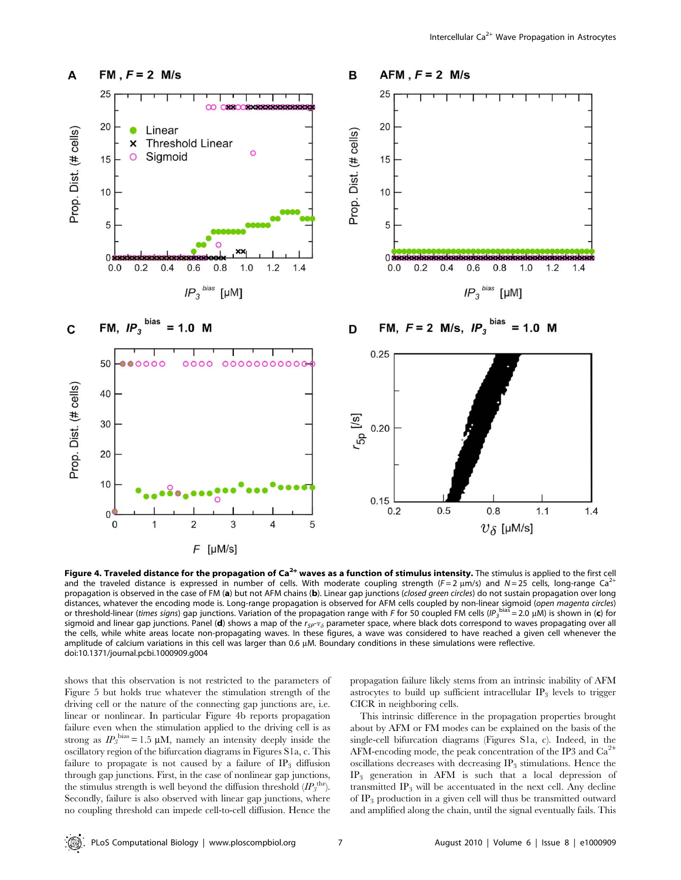**Figure 4. Traveled distance for the propagation of $Ca^{2+}$ waves as a function of stimulus intensity.** The stimulus is applied to the first cell and the traveled distance is expressed in number of cells. With moderate coupling strength ($F = 2$ μm/s) and $N = 25$ cells, long-range $Ca^{2+}$ propagation is observed in the case of FM (**a**) but not AFM chains (**b**). Linear gap junctions (*closed green circles*) do not sustain propagation over long distances, whatever the encoding mode is. Long-range propagation is observed for AFM cells coupled by non-linear sigmoid (*open magenta circles*) or threshold-linear (*times signs*) gap junctions. Variation of the propagation range with $F$ for 50 coupled FM cells ($IP_3^{bias} = 2.0$ μM) is shown in (**c**) for sigmoid and linear gap junctions. Panel (**d**) shows a map of the $r_{5P}$-$v_{\delta}$ parameter space, where black dots correspond to waves propagating over all the cells, while white areas locate non-propagating waves. In these figures, a wave was considered to have reached a given cell whenever the amplitude of calcium variations in this cell was larger than 0.6 μM. Boundary conditions in these simulations were reflective.
doi:10.1371/journal.pcbi.1000909.g004

shows that this observation is not restricted to the parameters of Figure 5 but holds true whatever the stimulation strength of the driving cell or the nature of the connecting gap junctions are, i.e. linear or nonlinear. In particular Figure 4b reports propagation failure even when the stimulation applied to the driving cell is as strong as $IP_3^{bias} = 1.5$ μM, namely an intensity deeply inside the oscillatory region of the bifurcation diagrams in Figures S1a, c. This failure to propagate is not caused by a failure of $IP_3$ diffusion through gap junctions. First, in the case of nonlinear gap junctions, the stimulus strength is well beyond the diffusion threshold ($IP_3^{thr}$). Secondly, failure is also observed with linear gap junctions, where no coupling threshold can impede cell-to-cell diffusion. Hence the propagation failure likely stems from an intrinsic inability of AFM astrocytes to build up sufficient intracellular $IP_3$ levels to trigger CICR in neighboring cells.

This intrinsic difference in the propagation properties brought about by AFM or FM modes can be explained on the basis of the single-cell bifurcation diagrams (Figures S1a, c). Indeed, in the AFM-encoding mode, the peak concentration of the IP3 and $Ca^{2+}$ oscillations decreases with decreasing $IP_3$ stimulations. Hence the $IP_3$ generation in AFM is such that a local depression of transmitted $IP_3$ will be accentuated in the next cell. Any decline of $IP_3$ production in a given cell will thus be transmitted outward and amplified along the chain, until the signal eventually fails. This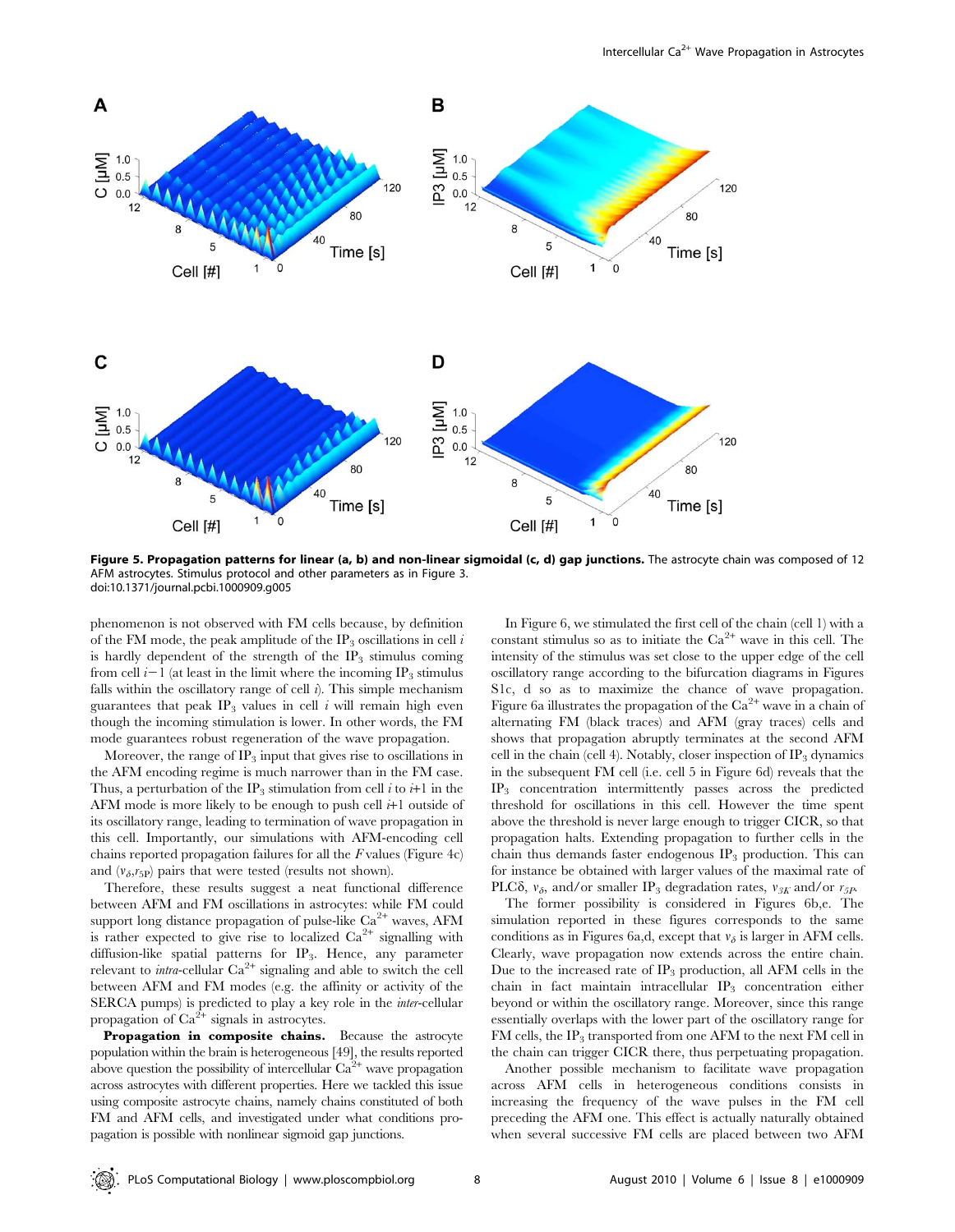**Figure 5. Propagation patterns for linear (a, b) and non-linear sigmoidal (c, d) gap junctions.** The astrocyte chain was composed of 12 AFM astrocytes. Stimulus protocol and other parameters as in Figure 3.
doi:10.1371/journal.pcbi.1000909.g005

phenomenon is not observed with FM cells because, by definition of the FM mode, the peak amplitude of the $IP_3$ oscillations in cell $i$ is hardly dependent of the strength of the $IP_3$ stimulus coming from cell $i-1$ (at least in the limit where the incoming $IP_3$ stimulus falls within the oscillatory range of cell $i$). This simple mechanism guarantees that peak $IP_3$ values in cell $i$ will remain high even though the incoming stimulation is lower. In other words, the FM mode guarantees robust regeneration of the wave propagation.

Moreover, the range of $IP_3$ input that gives rise to oscillations in the AFM encoding regime is much narrower than in the FM case. Thus, a perturbation of the $IP_3$ stimulation from cell $i$ to $i$+1 in the AFM mode is more likely to be enough to push cell $i$+1 outside of its oscillatory range, leading to termination of wave propagation in this cell. Importantly, our simulations with AFM-encoding cell chains reported propagation failures for all the $F$ values (Figure 4c) and ($v_\delta$,$r_{5P}$) pairs that were tested (results not shown).

Therefore, these results suggest a neat functional difference between AFM and FM oscillations in astrocytes: while FM could support long distance propagation of pulse-like $Ca^{2+}$ waves, AFM is rather expected to give rise to localized $Ca^{2+}$ signalling with diffusion-like spatial patterns for $IP_3$. Hence, any parameter relevant to *intra*-cellular $Ca^{2+}$ signaling and able to switch the cell between AFM and FM modes (e.g. the affinity or activity of the SERCA pumps) is predicted to play a key role in the *inter*-cellular propagation of $Ca^{2+}$ signals in astrocytes.

**Propagation in composite chains.** Because the astrocyte population within the brain is heterogeneous [49], the results reported above question the possibility of intercellular $Ca^{2+}$ wave propagation across astrocytes with different properties. Here we tackled this issue using composite astrocyte chains, namely chains constituted of both FM and AFM cells, and investigated under what conditions propagation is possible with nonlinear sigmoid gap junctions.

In Figure 6, we stimulated the first cell of the chain (cell 1) with a constant stimulus so as to initiate the $Ca^{2+}$ wave in this cell. The intensity of the stimulus was set close to the upper edge of the cell oscillatory range according to the bifurcation diagrams in Figures S1c, d so as to maximize the chance of wave propagation. Figure 6a illustrates the propagation of the $Ca^{2+}$ wave in a chain of alternating FM (black traces) and AFM (gray traces) cells and shows that propagation abruptly terminates at the second AFM cell in the chain (cell 4). Notably, closer inspection of $IP_3$ dynamics in the subsequent FM cell (i.e. cell 5 in Figure 6d) reveals that the $IP_3$ concentration intermittently passes across the predicted threshold for oscillations in this cell. However the time spent above the threshold is never large enough to trigger CICR, so that propagation halts. Extending propagation to further cells in the chain thus demands faster endogenous $IP_3$ production. This can for instance be obtained with larger values of the maximal rate of PLC$\delta$, $v_\delta$, and/or smaller $IP_3$ degradation rates, $v_{3K}$ and/or $r_{5P}$.

The former possibility is considered in Figures 6b,e. The simulation reported in these figures corresponds to the same conditions as in Figures 6a,d, except that $v_\delta$ is larger in AFM cells. Clearly, wave propagation now extends across the entire chain. Due to the increased rate of $IP_3$ production, all AFM cells in the chain in fact maintain intracellular $IP_3$ concentration either beyond or within the oscillatory range. Moreover, since this range essentially overlaps with the lower part of the oscillatory range for FM cells, the $IP_3$ transported from one AFM to the next FM cell in the chain can trigger CICR there, thus perpetuating propagation.

Another possible mechanism to facilitate wave propagation across AFM cells in heterogeneous conditions consists in increasing the frequency of the wave pulses in the FM cell preceding the AFM one. This effect is actually naturally obtained when several successive FM cells are placed between two AFM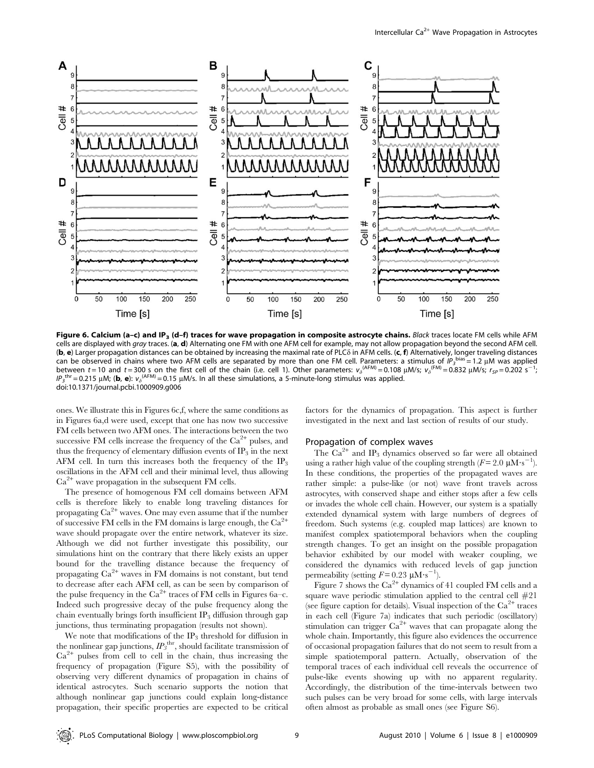**Figure 6. Calcium (a–c) and $IP_3$ (d–f) traces for wave propagation in composite astrocyte chains.** *Black* traces locate FM cells while AFM cells are displayed with *gray* traces. (**a**, **d**) Alternating one FM with one AFM cell for example, may not allow propagation beyond the second AFM cell. (**b**, **e**) Larger propagation distances can be obtained by increasing the maximal rate of PLCδ in AFM cells. (**c**, **f**) Alternatively, longer traveling distances can be observed in chains where two AFM cells are separated by more than one FM cell. Parameters: a stimulus of $IP_3^{bias} = 1.2$ μM was applied between $t = 10$ and $t = 300$ s on the first cell of the chain (i.e. cell 1). Other parameters: $v_\delta^{(AFM)} = 0.108$ μM/s; $v_\delta^{(FM)} = 0.832$ μM/s; $r_{5P} = 0.202$ s$^{-1}$; $IP_3^{thr} = 0.215$ μM; (**b**, **e**): $v_\delta^{(AFM)} = 0.15$ μM/s. In all these simulations, a 5-minute-long stimulus was applied.
doi:10.1371/journal.pcbi.1000909.g006

ones. We illustrate this in Figures 6c,f, where the same conditions as in Figures 6a,d were used, except that one has now two successive FM cells between two AFM ones. The interactions between the two successive FM cells increase the frequency of the $Ca^{2+}$ pulses, and thus the frequency of elementary diffusion events of $IP_3$ in the next AFM cell. In turn this increases both the frequency of the $IP_3$ oscillations in the AFM cell and their minimal level, thus allowing $Ca^{2+}$ wave propagation in the subsequent FM cells.

The presence of homogenous FM cell domains between AFM cells is therefore likely to enable long traveling distances for propagating $Ca^{2+}$ waves. One may even assume that if the number of successive FM cells in the FM domains is large enough, the $Ca^{2+}$ wave should propagate over the entire network, whatever its size. Although we did not further investigate this possibility, our simulations hint on the contrary that there likely exists an upper bound for the travelling distance because the frequency of propagating $Ca^{2+}$ waves in FM domains is not constant, but tend to decrease after each AFM cell, as can be seen by comparison of the pulse frequency in the $Ca^{2+}$ traces of FM cells in Figures 6a–c. Indeed such progressive decay of the pulse frequency along the chain eventually brings forth insufficient $IP_3$ diffusion through gap junctions, thus terminating propagation (results not shown).

We note that modifications of the $IP_3$ threshold for diffusion in the nonlinear gap junctions, $IP_3^{thr}$, should facilitate transmission of $Ca^{2+}$ pulses from cell to cell in the chain, thus increasing the frequency of propagation (Figure S5), with the possibility of observing very different dynamics of propagation in chains of identical astrocytes. Such scenario supports the notion that although nonlinear gap junctions could explain long-distance propagation, their specific properties are expected to be critical factors for the dynamics of propagation. This aspect is further investigated in the next and last section of results of our study.

## Propagation of complex waves

The $Ca^{2+}$ and $IP_3$ dynamics observed so far were all obtained using a rather high value of the coupling strength ($F = 2.0$ μM·s$^{-1}$). In these conditions, the properties of the propagated waves are rather simple: a pulse-like (or not) wave front travels across astrocytes, with conserved shape and either stops after a few cells or invades the whole cell chain. However, our system is a spatially extended dynamical system with large numbers of degrees of freedom. Such systems (e.g. coupled map lattices) are known to manifest complex spatiotemporal behaviors when the coupling strength changes. To get an insight on the possible propagation behavior exhibited by our model with weaker coupling, we considered the dynamics with reduced levels of gap junction permeability (setting $F = 0.23$ μM·s$^{-1}$).

Figure 7 shows the $Ca^{2+}$ dynamics of 41 coupled FM cells and a square wave periodic stimulation applied to the central cell #21 (see figure caption for details). Visual inspection of the $Ca^{2+}$ traces in each cell (Figure 7a) indicates that such periodic (oscillatory) stimulation can trigger $Ca^{2+}$ waves that can propagate along the whole chain. Importantly, this figure also evidences the occurrence of occasional propagation failures that do not seem to result from a simple spatiotemporal pattern. Actually, observation of the temporal traces of each individual cell reveals the occurrence of pulse-like events showing up with no apparent regularity. Accordingly, the distribution of the time-intervals between two such pulses can be very broad for some cells, with large intervals often almost as probable as small ones (see Figure S6).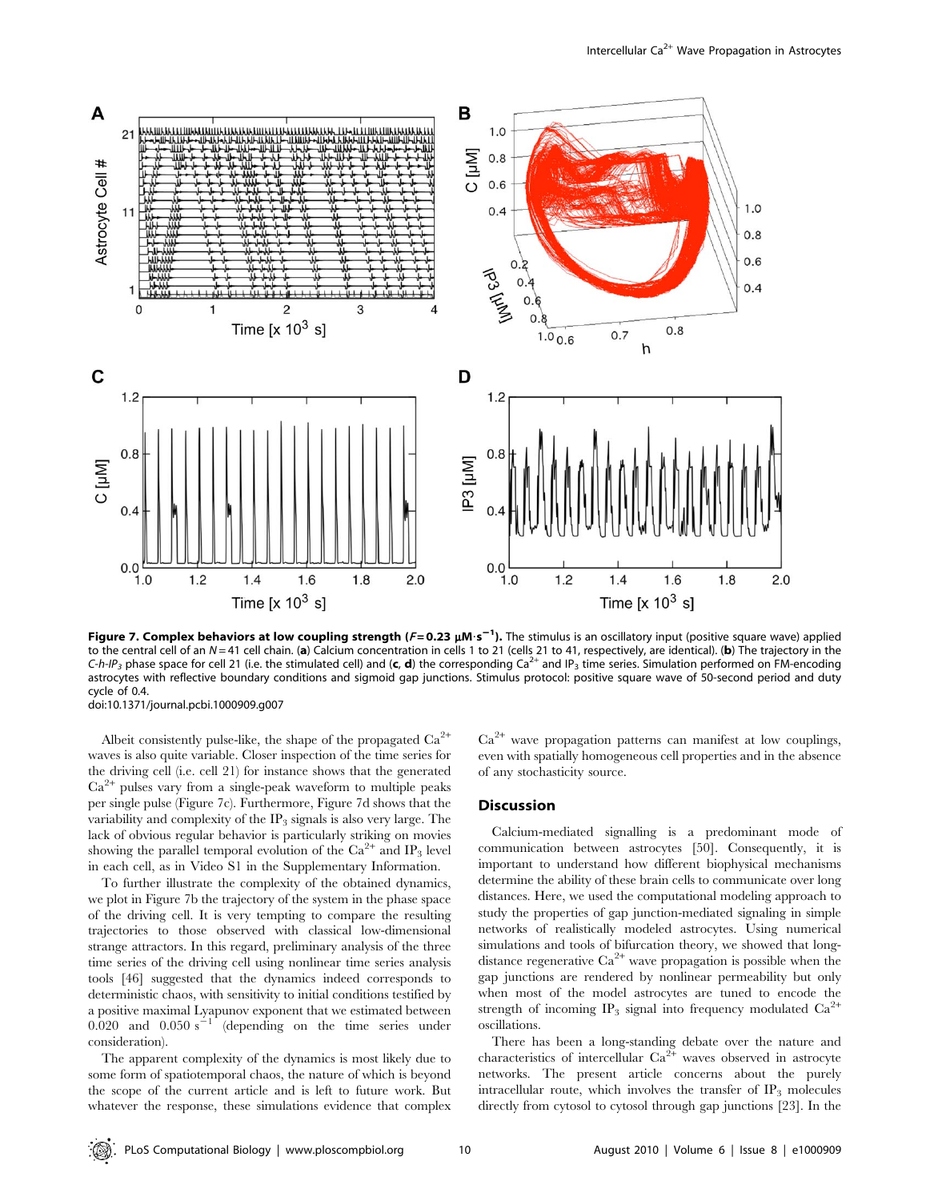**Figure 7. Complex behaviors at low coupling strength ($F = 0.23\ \mu M \cdot s^{-1}$).** The stimulus is an oscillatory input (positive square wave) applied to the central cell of an $N = 41$ cell chain. (**a**) Calcium concentration in cells 1 to 21 (cells 21 to 41, respectively, are identical). (**b**) The trajectory in the *C-h-IP*$_3$ phase space for cell 21 (i.e. the stimulated cell) and (**c**, **d**) the corresponding $Ca^{2+}$ and $IP_3$ time series. Simulation performed on FM-encoding astrocytes with reflective boundary conditions and sigmoid gap junctions. Stimulus protocol: positive square wave of 50-second period and duty cycle of 0.4.
doi:10.1371/journal.pcbi.1000909.g007

Albeit consistently pulse-like, the shape of the propagated $Ca^{2+}$ waves is also quite variable. Closer inspection of the time series for the driving cell (i.e. cell 21) for instance shows that the generated $Ca^{2+}$ pulses vary from a single-peak waveform to multiple peaks per single pulse (Figure 7c). Furthermore, Figure 7d shows that the variability and complexity of the $IP_3$ signals is also very large. The lack of obvious regular behavior is particularly striking on movies showing the parallel temporal evolution of the $Ca^{2+}$ and $IP_3$ level in each cell, as in Video S1 in the Supplementary Information.

To further illustrate the complexity of the obtained dynamics, we plot in Figure 7b the trajectory of the system in the phase space of the driving cell. It is very tempting to compare the resulting trajectories to those observed with classical low-dimensional strange attractors. In this regard, preliminary analysis of the three time series of the driving cell using nonlinear time series analysis tools [46] suggested that the dynamics indeed corresponds to deterministic chaos, with sensitivity to initial conditions testified by a positive maximal Lyapunov exponent that we estimated between 0.020 and 0.050 $s^{-1}$ (depending on the time series under consideration).

The apparent complexity of the dynamics is most likely due to some form of spatiotemporal chaos, the nature of which is beyond the scope of the current article and is left to future work. But whatever the response, these simulations evidence that complex $Ca^{2+}$ wave propagation patterns can manifest at low couplings, even with spatially homogeneous cell properties and in the absence of any stochasticity source.

## Discussion

Calcium-mediated signalling is a predominant mode of communication between astrocytes [50]. Consequently, it is important to understand how different biophysical mechanisms determine the ability of these brain cells to communicate over long distances. Here, we used the computational modeling approach to study the properties of gap junction-mediated signaling in simple networks of realistically modeled astrocytes. Using numerical simulations and tools of bifurcation theory, we showed that long-distance regenerative $Ca^{2+}$ wave propagation is possible when the gap junctions are rendered by nonlinear permeability but only when most of the model astrocytes are tuned to encode the strength of incoming $IP_3$ signal into frequency modulated $Ca^{2+}$ oscillations.

There has been a long-standing debate over the nature and characteristics of intercellular $Ca^{2+}$ waves observed in astrocyte networks. The present article concerns about the purely intracellular route, which involves the transfer of $IP_3$ molecules directly from cytosol to cytosol through gap junctions [23]. In the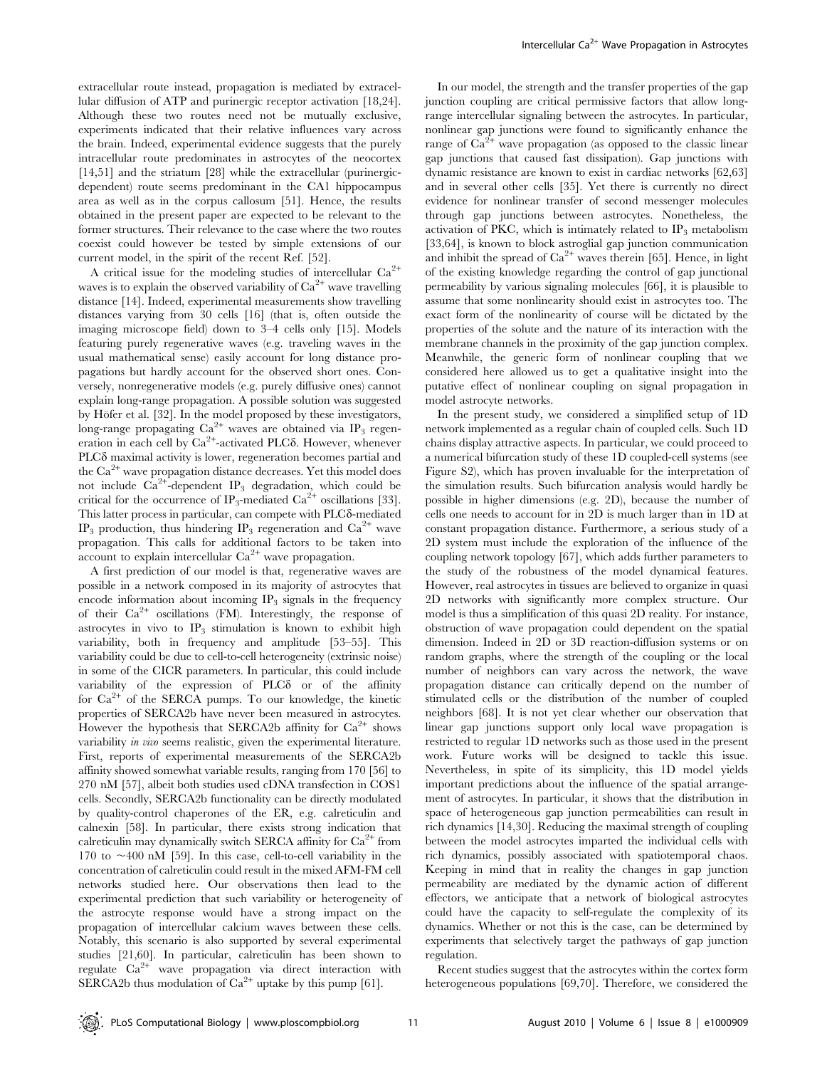extracellular route instead, propagation is mediated by extracellular diffusion of ATP and purinergic receptor activation [18,24]. Although these two routes need not be mutually exclusive, experiments indicated that their relative influences vary across the brain. Indeed, experimental evidence suggests that the purely intracellular route predominates in astrocytes of the neocortex [14,51] and the striatum [28] while the extracellular (purinergic-dependent) route seems predominant in the CA1 hippocampus area as well as in the corpus callosum [51]. Hence, the results obtained in the present paper are expected to be relevant to the former structures. Their relevance to the case where the two routes coexist could however be tested by simple extensions of our current model, in the spirit of the recent Ref. [52].

A critical issue for the modeling studies of intercellular $Ca^{2+}$ waves is to explain the observed variability of $Ca^{2+}$ wave travelling distance [14]. Indeed, experimental measurements show travelling distances varying from 30 cells [16] (that is, often outside the imaging microscope field) down to 3–4 cells only [15]. Models featuring purely regenerative waves (e.g. traveling waves in the usual mathematical sense) easily account for long distance propagations but hardly account for the observed short ones. Conversely, nonregenerative models (e.g. purely diffusive ones) cannot explain long-range propagation. A possible solution was suggested by Höfer et al. [32]. In the model proposed by these investigators, long-range propagating $Ca^{2+}$ waves are obtained via $IP_3$ regeneration in each cell by $Ca^{2+}$-activated PLCδ. However, whenever PLCδ maximal activity is lower, regeneration becomes partial and the $Ca^{2+}$ wave propagation distance decreases. Yet this model does not include $Ca^{2+}$-dependent $IP_3$ degradation, which could be critical for the occurrence of $IP_3$-mediated $Ca^{2+}$ oscillations [33]. This latter process in particular, can compete with PLCδ-mediated $IP_3$ production, thus hindering $IP_3$ regeneration and $Ca^{2+}$ wave propagation. This calls for additional factors to be taken into account to explain intercellular $Ca^{2+}$ wave propagation.

A first prediction of our model is that, regenerative waves are possible in a network composed in its majority of astrocytes that encode information about incoming $IP_3$ signals in the frequency of their $Ca^{2+}$ oscillations (FM). Interestingly, the response of astrocytes in vivo to $IP_3$ stimulation is known to exhibit high variability, both in frequency and amplitude [53–55]. This variability could be due to cell-to-cell heterogeneity (extrinsic noise) in some of the CICR parameters. In particular, this could include variability of the expression of PLCδ or of the affinity for $Ca^{2+}$ of the SERCA pumps. To our knowledge, the kinetic properties of SERCA2b have never been measured in astrocytes. However the hypothesis that SERCA2b affinity for $Ca^{2+}$ shows variability *in vivo* seems realistic, given the experimental literature. First, reports of experimental measurements of the SERCA2b affinity showed somewhat variable results, ranging from 170 [56] to 270 nM [57], albeit both studies used cDNA transfection in COS1 cells. Secondly, SERCA2b functionality can be directly modulated by quality-control chaperones of the ER, e.g. calreticulin and calnexin [58]. In particular, there exists strong indication that calreticulin may dynamically switch SERCA affinity for $Ca^{2+}$ from 170 to ~400 nM [59]. In this case, cell-to-cell variability in the concentration of calreticulin could result in the mixed AFM-FM cell networks studied here. Our observations then lead to the experimental prediction that such variability or heterogeneity of the astrocyte response would have a strong impact on the propagation of intercellular calcium waves between these cells. Notably, this scenario is also supported by several experimental studies [21,60]. In particular, calreticulin has been shown to regulate $Ca^{2+}$ wave propagation via direct interaction with SERCA2b thus modulation of $Ca^{2+}$ uptake by this pump [61].

In our model, the strength and the transfer properties of the gap junction coupling are critical permissive factors that allow long-range intercellular signaling between the astrocytes. In particular, nonlinear gap junctions were found to significantly enhance the range of $Ca^{2+}$ wave propagation (as opposed to the classic linear gap junctions that caused fast dissipation). Gap junctions with dynamic resistance are known to exist in cardiac networks [62,63] and in several other cells [35]. Yet there is currently no direct evidence for nonlinear transfer of second messenger molecules through gap junctions between astrocytes. Nonetheless, the activation of PKC, which is intimately related to $IP_3$ metabolism [33,64], is known to block astroglial gap junction communication and inhibit the spread of $Ca^{2+}$ waves therein [65]. Hence, in light of the existing knowledge regarding the control of gap junctional permeability by various signaling molecules [66], it is plausible to assume that some nonlinearity should exist in astrocytes too. The exact form of the nonlinearity of course will be dictated by the properties of the solute and the nature of its interaction with the membrane channels in the proximity of the gap junction complex. Meanwhile, the generic form of nonlinear coupling that we considered here allowed us to get a qualitative insight into the putative effect of nonlinear coupling on signal propagation in model astrocyte networks.

In the present study, we considered a simplified setup of 1D network implemented as a regular chain of coupled cells. Such 1D chains display attractive aspects. In particular, we could proceed to a numerical bifurcation study of these 1D coupled-cell systems (see Figure S2), which has proven invaluable for the interpretation of the simulation results. Such bifurcation analysis would hardly be possible in higher dimensions (e.g. 2D), because the number of cells one needs to account for in 2D is much larger than in 1D at constant propagation distance. Furthermore, a serious study of a 2D system must include the exploration of the influence of the coupling network topology [67], which adds further parameters to the study of the robustness of the model dynamical features. However, real astrocytes in tissues are believed to organize in quasi 2D networks with significantly more complex structure. Our model is thus a simplification of this quasi 2D reality. For instance, obstruction of wave propagation could dependent on the spatial dimension. Indeed in 2D or 3D reaction-diffusion systems or on random graphs, where the strength of the coupling or the local number of neighbors can vary across the network, the wave propagation distance can critically depend on the number of stimulated cells or the distribution of the number of coupled neighbors [68]. It is not yet clear whether our observation that linear gap junctions support only local wave propagation is restricted to regular 1D networks such as those used in the present work. Future works will be designed to tackle this issue. Nevertheless, in spite of its simplicity, this 1D model yields important predictions about the influence of the spatial arrangement of astrocytes. In particular, it shows that the distribution in space of heterogeneous gap junction permeabilities can result in rich dynamics [14,30]. Reducing the maximal strength of coupling between the model astrocytes imparted the individual cells with rich dynamics, possibly associated with spatiotemporal chaos. Keeping in mind that in reality the changes in gap junction permeability are mediated by the dynamic action of different effectors, we anticipate that a network of biological astrocytes could have the capacity to self-regulate the complexity of its dynamics. Whether or not this is the case, can be determined by experiments that selectively target the pathways of gap junction regulation.

Recent studies suggest that the astrocytes within the cortex form heterogeneous populations [69,70]. Therefore, we considered the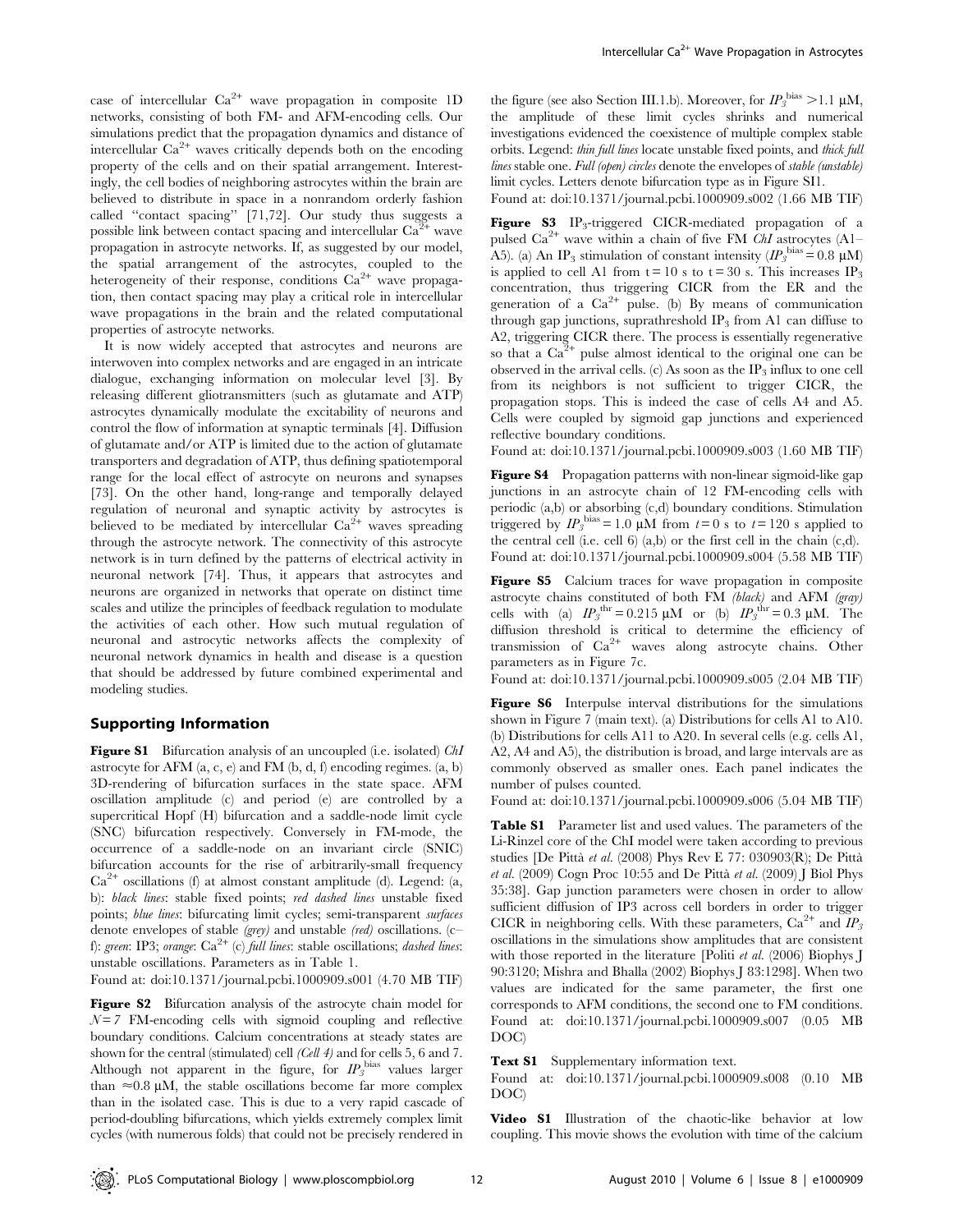case of intercellular $Ca^{2+}$ wave propagation in composite 1D networks, consisting of both FM- and AFM-encoding cells. Our simulations predict that the propagation dynamics and distance of intercellular $Ca^{2+}$ waves critically depends both on the encoding property of the cells and on their spatial arrangement. Interestingly, the cell bodies of neighboring astrocytes within the brain are believed to distribute in space in a nonrandom orderly fashion called "contact spacing" [71,72]. Our study thus suggests a possible link between contact spacing and intercellular $Ca^{2+}$ wave propagation in astrocyte networks. If, as suggested by our model, the spatial arrangement of the astrocytes, coupled to the heterogeneity of their response, conditions $Ca^{2+}$ wave propagation, then contact spacing may play a critical role in intercellular wave propagations in the brain and the related computational properties of astrocyte networks.

It is now widely accepted that astrocytes and neurons are interwoven into complex networks and are engaged in an intricate dialogue, exchanging information on molecular level [3]. By releasing different gliotransmitters (such as glutamate and ATP) astrocytes dynamically modulate the excitability of neurons and control the flow of information at synaptic terminals [4]. Diffusion of glutamate and/or ATP is limited due to the action of glutamate transporters and degradation of ATP, thus defining spatiotemporal range for the local effect of astrocyte on neurons and synapses [73]. On the other hand, long-range and temporally delayed regulation of neuronal and synaptic activity by astrocytes is believed to be mediated by intercellular $Ca^{2+}$ waves spreading through the astrocyte network. The connectivity of this astrocyte network is in turn defined by the patterns of electrical activity in neuronal network [74]. Thus, it appears that astrocytes and neurons are organized in networks that operate on distinct time scales and utilize the principles of feedback regulation to modulate the activities of each other. How such mutual regulation of neuronal and astrocytic networks affects the complexity of neuronal network dynamics in health and disease is a question that should be addressed by future combined experimental and modeling studies.

## Supporting Information

**Figure S1** Bifurcation analysis of an uncoupled (i.e. isolated) *ChI* astrocyte for AFM (a, c, e) and FM (b, d, f) encoding regimes. (a, b) 3D-rendering of bifurcation surfaces in the state space. AFM oscillation amplitude (c) and period (e) are controlled by a supercritical Hopf (H) bifurcation and a saddle-node limit cycle (SNC) bifurcation respectively. Conversely in FM-mode, the occurrence of a saddle-node on an invariant circle (SNIC) bifurcation accounts for the rise of arbitrarily-small frequency $Ca^{2+}$ oscillations (f) at almost constant amplitude (d). Legend: (a, b): *black lines*: stable fixed points; *red dashed lines* unstable fixed points; *blue lines*: bifurcating limit cycles; semi-transparent *surfaces* denote envelopes of stable *(grey)* and unstable *(red)* oscillations. (c–f): *green*: IP3; *orange*: $Ca^{2+}$ (c) *full lines*: stable oscillations; *dashed lines*: unstable oscillations. Parameters as in Table 1.
Found at: doi:10.1371/journal.pcbi.1000909.s001 (4.70 MB TIF)

**Figure S2** Bifurcation analysis of the astrocyte chain model for $N = 7$ FM-encoding cells with sigmoid coupling and reflective boundary conditions. Calcium concentrations at steady states are shown for the central (stimulated) cell *(Cell 4)* and for cells 5, 6 and 7. Although not apparent in the figure, for $IP_3^{bias}$ values larger than ≈0.8 μM, the stable oscillations become far more complex than in the isolated case. This is due to a very rapid cascade of period-doubling bifurcations, which yields extremely complex limit cycles (with numerous folds) that could not be precisely rendered in the figure (see also Section III.1.b). Moreover, for $IP_3^{bias} > 1.1$ μM, the amplitude of these limit cycles shrinks and numerical investigations evidenced the coexistence of multiple complex stable orbits. Legend: *thin full lines* locate unstable fixed points, and *thick full lines* stable one. *Full (open) circles* denote the envelopes of *stable (unstable)* limit cycles. Letters denote bifurcation type as in Figure SI1.
Found at: doi:10.1371/journal.pcbi.1000909.s002 (1.66 MB TIF)

**Figure S3** $IP_3$-triggered CICR-mediated propagation of a pulsed $Ca^{2+}$ wave within a chain of five FM *ChI* astrocytes (A1–A5). (a) An $IP_3$ stimulation of constant intensity ($IP_3^{bias} = 0.8$ μM) is applied to cell A1 from t = 10 s to t = 30 s. This increases $IP_3$ concentration, thus triggering CICR from the ER and the generation of a $Ca^{2+}$ pulse. (b) By means of communication through gap junctions, suprathreshold $IP_3$ from A1 can diffuse to A2, triggering CICR there. The process is essentially regenerative so that a $Ca^{2+}$ pulse almost identical to the original one can be observed in the arrival cells. (c) As soon as the $IP_3$ influx to one cell from its neighbors is not sufficient to trigger CICR, the propagation stops. This is indeed the case of cells A4 and A5. Cells were coupled by sigmoid gap junctions and experienced reflective boundary conditions.
Found at: doi:10.1371/journal.pcbi.1000909.s003 (1.60 MB TIF)

**Figure S4** Propagation patterns with non-linear sigmoid-like gap junctions in an astrocyte chain of 12 FM-encoding cells with periodic (a,b) or absorbing (c,d) boundary conditions. Stimulation triggered by $IP_3^{bias} = 1.0$ μM from $t = 0$ s to $t = 120$ s applied to the central cell (i.e. cell 6) (a,b) or the first cell in the chain (c,d).
Found at: doi:10.1371/journal.pcbi.1000909.s004 (5.58 MB TIF)

**Figure S5** Calcium traces for wave propagation in composite astrocyte chains constituted of both FM *(black)* and AFM *(gray)* cells with (a) $IP_3^{thr} = 0.215$ μM or (b) $IP_3^{thr} = 0.3$ μM. The diffusion threshold is critical to determine the efficiency of transmission of $Ca^{2+}$ waves along astrocyte chains. Other parameters as in Figure 7c.
Found at: doi:10.1371/journal.pcbi.1000909.s005 (2.04 MB TIF)

**Figure S6** Interpulse interval distributions for the simulations shown in Figure 7 (main text). (a) Distributions for cells A1 to A10. (b) Distributions for cells A11 to A20. In several cells (e.g. cells A1, A2, A4 and A5), the distribution is broad, and large intervals are as commonly observed as smaller ones. Each panel indicates the number of pulses counted.
Found at: doi:10.1371/journal.pcbi.1000909.s006 (5.04 MB TIF)

**Table S1** Parameter list and used values. The parameters of the Li-Rinzel core of the ChI model were taken according to previous studies [De Pittà *et al.* (2008) Phys Rev E 77: 030903(R); De Pittà *et al.* (2009) Cogn Proc 10:55 and De Pittà *et al.* (2009) J Biol Phys 35:38]. Gap junction parameters were chosen in order to allow sufficient diffusion of IP3 across cell borders in order to trigger CICR in neighboring cells. With these parameters, $Ca^{2+}$ and $IP_3$ oscillations in the simulations show amplitudes that are consistent with those reported in the literature [Politi *et al.* (2006) Biophys J 90:3120; Mishra and Bhalla (2002) Biophys J 83:1298]. When two values are indicated for the same parameter, the first one corresponds to AFM conditions, the second one to FM conditions.
Found at: doi:10.1371/journal.pcbi.1000909.s007 (0.05 MB DOC)

**Text S1** Supplementary information text.
Found at: doi:10.1371/journal.pcbi.1000909.s008 (0.10 MB DOC)

**Video S1** Illustration of the chaotic-like behavior at low coupling. This movie shows the evolution with time of the calcium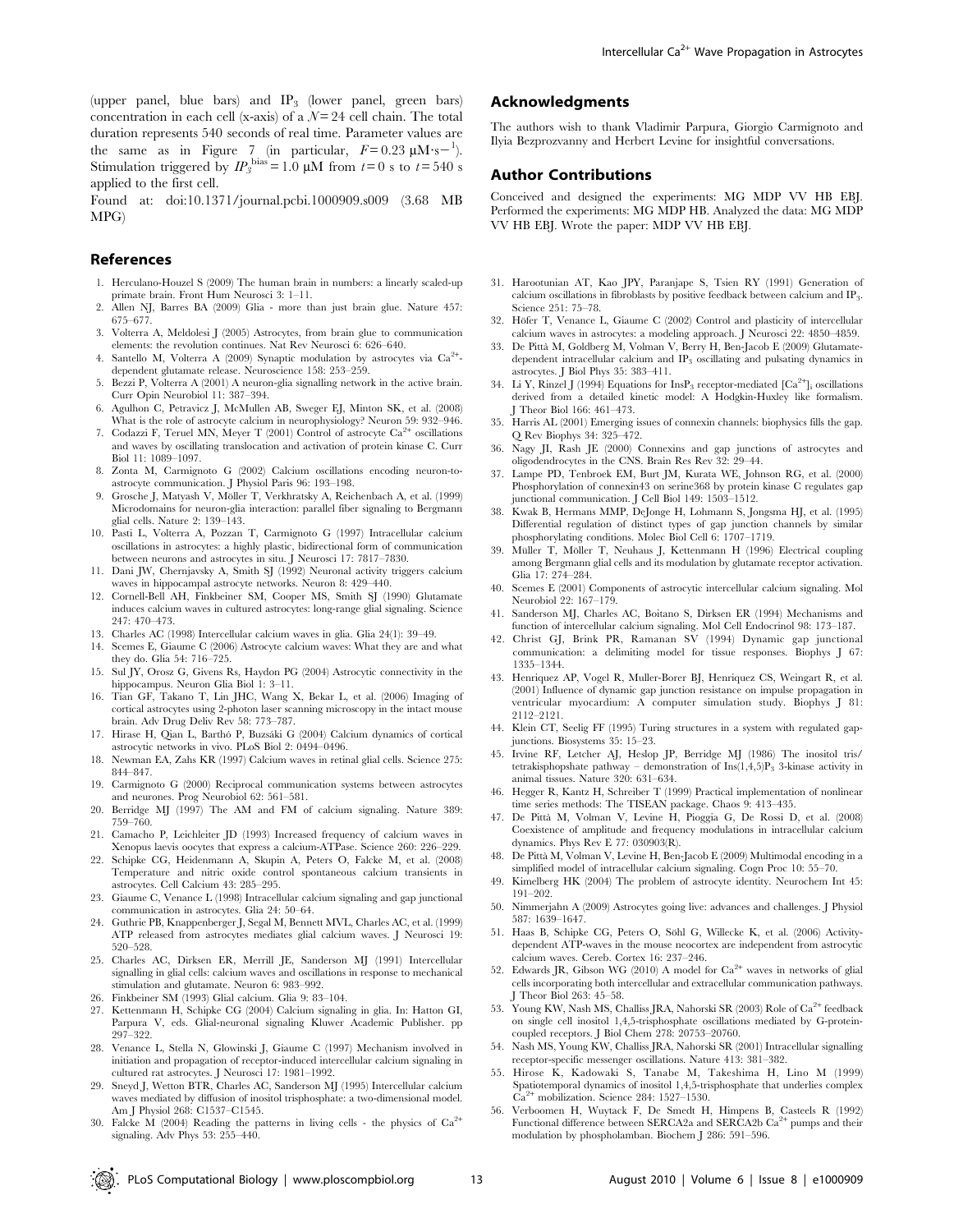(upper panel, blue bars) and $IP_3$ (lower panel, green bars) concentration in each cell (x-axis) of a $N=24$ cell chain. The total duration represents 540 seconds of real time. Parameter values are the same as in Figure 7 (in particular, $F=0.23\ \mu M \cdot s^{-1}$). Stimulation triggered by $IP_3^{bias}=1.0\ \mu M$ from $t=0$ s to $t=540$ s applied to the first cell.

Found at: doi:10.1371/journal.pcbi.1000909.s009 (3.68 MB MPG)

## Acknowledgments

The authors wish to thank Vladimir Parpura, Giorgio Carmignoto and Ilyia Bezprozvanny and Herbert Levine for insightful conversations.

## Author Contributions

Conceived and designed the experiments: MG MDP VV HB EBJ. Performed the experiments: MG MDP HB. Analyzed the data: MG MDP VV HB EBJ. Wrote the paper: MDP VV HB EBJ.

## References

1. Herculano-Houzel S (2009) The human brain in numbers: a linearly scaled-up primate brain. Front Hum Neurosci 3: 1–11.
2. Allen NJ, Barres BA (2009) Glia - more than just brain glue. Nature 457: 675–677.
3. Volterra A, Meldolesi J (2005) Astrocytes, from brain glue to communication elements: the revolution continues. Nat Rev Neurosci 6: 626–640.
4. Santello M, Volterra A (2009) Synaptic modulation by astrocytes via $Ca^{2+}$-dependent glutamate release. Neuroscience 158: 253–259.
5. Bezzi P, Volterra A (2001) A neuron-glia signalling network in the active brain. Curr Opin Neurobiol 11: 387–394.
6. Agulhon C, Petravicz J, McMullen AB, Sweger EJ, Minton SK, et al. (2008) What is the role of astrocyte calcium in neurophysiology? Neuron 59: 932–946.
7. Codazzi F, Teruel MN, Meyer T (2001) Control of astrocyte $Ca^{2+}$ oscillations and waves by oscillating translocation and activation of protein kinase C. Curr Biol 11: 1089–1097.
8. Zonta M, Carmignoto G (2002) Calcium oscillations encoding neuron-to-astrocyte communication. J Physiol Paris 96: 193–198.
9. Grosche J, Matyash V, Möller T, Verkhratsky A, Reichenbach A, et al. (1999) Microdomains for neuron-glia interaction: parallel fiber signaling to Bergmann glial cells. Nature 2: 139–143.
10. Pasti L, Volterra A, Pozzan T, Carmignoto G (1997) Intracellular calcium oscillations in astrocytes: a highly plastic, bidirectional form of communication between neurons and astrocytes in situ. J Neurosci 17: 7817–7830.
11. Dani JW, Chernjavsky A, Smith SJ (1992) Neuronal activity triggers calcium waves in hippocampal astrocyte networks. Neuron 8: 429–440.
12. Cornell-Bell AH, Finkbeiner SM, Cooper MS, Smith SJ (1990) Glutamate induces calcium waves in cultured astrocytes: long-range glial signaling. Science 247: 470–473.
13. Charles AC (1998) Intercellular calcium waves in glia. Glia 24(1): 39–49.
14. Scemes E, Giaume C (2006) Astrocyte calcium waves: What they are and what they do. Glia 54: 716–725.
15. Sul JY, Orosz G, Givens Rs, Haydon PG (2004) Astrocytic connectivity in the hippocampus. Neuron Glia Biol 1: 3–11.
16. Tian GF, Takano T, Lin JHC, Wang X, Bekar L, et al. (2006) Imaging of cortical astrocytes using 2-photon laser scanning microscopy in the intact mouse brain. Adv Drug Deliv Rev 58: 773–787.
17. Hirase H, Qian L, Barthó P, Buzsáki G (2004) Calcium dynamics of cortical astrocytic networks in vivo. PLoS Biol 2: 0494–0496.
18. Newman EA, Zahs KR (1997) Calcium waves in retinal glial cells. Science 275: 844–847.
19. Carmignoto G (2000) Reciprocal communication systems between astrocytes and neurones. Prog Neurobiol 62: 561–581.
20. Berridge MJ (1997) The AM and FM of calcium signaling. Nature 389: 759–760.
21. Camacho P, Leichleiter JD (1993) Increased frequency of calcium waves in Xenopus laevis oocytes that express a calcium-ATPase. Science 260: 226–229.
22. Schipke CG, Heidenmann A, Skupin A, Peters O, Falcke M, et al. (2008) Temperature and nitric oxide control spontaneous calcium transients in astrocytes. Cell Calcium 43: 285–295.
23. Giaume C, Venance L (1998) Intracellular calcium signaling and gap junctional communication in astrocytes. Glia 24: 50–64.
24. Guthrie PB, Knappenberger J, Segal M, Bennett MVL, Charles AC, et al. (1999) ATP released from astrocytes mediates glial calcium waves. J Neurosci 19: 520–528.
25. Charles AC, Dirksen ER, Merrill JE, Sanderson MJ (1991) Intercellular signalling in glial cells: calcium waves and oscillations in response to mechanical stimulation and glutamate. Neuron 6: 983–992.
26. Finkbeiner SM (1993) Glial calcium. Glia 9: 83–104.
27. Kettenmann H, Schipke CG (2004) Calcium signaling in glia. In: Hatton GI, Parpura V, eds. Glial-neuronal signaling Kluwer Academic Publisher. pp 297–322.
28. Venance L, Stella N, Glowinski J, Giaume C (1997) Mechanism involved in initiation and propagation of receptor-induced intercellular calcium signaling in cultured rat astrocytes. J Neurosci 17: 1981–1992.
29. Sneyd J, Wetton BTR, Charles AC, Sanderson MJ (1995) Intercellular calcium waves mediated by diffusion of inositol trisphosphate: a two-dimensional model. Am J Physiol 268: C1537–C1545.
30. Falcke M (2004) Reading the patterns in living cells - the physics of $Ca^{2+}$ signaling. Adv Phys 53: 255–440.
31. Harootunian AT, Kao JPY, Paranjape S, Tsien RY (1991) Generation of calcium oscillations in fibroblasts by positive feedback between calcium and $IP_3$. Science 251: 75–78.
32. Höfer T, Venance L, Giaume C (2002) Control and plasticity of intercellular calcium waves in astrocytes: a modeling approach. J Neurosci 22: 4850–4859.
33. De Pittà M, Goldberg M, Volman V, Berry H, Ben-Jacob E (2009) Glutamate-dependent intracellular calcium and $IP_3$ oscillating and pulsating dynamics in astrocytes. J Biol Phys 35: 383–411.
34. Li Y, Rinzel J (1994) Equations for $InsP_3$ receptor-mediated $[Ca^{2+}]_i$ oscillations derived from a detailed kinetic model: A Hodgkin-Huxley like formalism. J Theor Biol 166: 461–473.
35. Harris AL (2001) Emerging issues of connexin channels: biophysics fills the gap. Q Rev Biophys 34: 325–472.
36. Nagy JI, Rash JE (2000) Connexins and gap junctions of astrocytes and oligodendrocytes in the CNS. Brain Res Rev 32: 29–44.
37. Lampe PD, Tenbroek EM, Burt JM, Kurata WE, Johnson RG, et al. (2000) Phosphorylation of connexin43 on serine368 by protein kinase C regulates gap junctional communication. J Cell Biol 149: 1503–1512.
38. Kwak B, Hermans MMP, DeJonge H, Lohmann S, Jongsma HJ, et al. (1995) Differential regulation of distinct types of gap junction channels by similar phosphorylating conditions. Molec Biol Cell 6: 1707–1719.
39. Müller T, Möller T, Neuhaus J, Kettenmann H (1996) Electrical coupling among Bergmann glial cells and its modulation by glutamate receptor activation. Glia 17: 274–284.
40. Scemes E (2001) Components of astrocytic intercellular calcium signaling. Mol Neurobiol 22: 167–179.
41. Sanderson MJ, Charles AC, Boitano S, Dirksen ER (1994) Mechanisms and function of intercellular calcium signaling. Mol Cell Endocrinol 98: 173–187.
42. Christ GJ, Brink PR, Ramanan SV (1994) Dynamic gap junctional communication: a delimiting model for tissue responses. Biophys J 67: 1335–1344.
43. Henriquez AP, Vogel R, Muller-Borer BJ, Henriquez CS, Weingart R, et al. (2001) Influence of dynamic gap junction resistance on impulse propagation in ventricular myocardium: A computer simulation study. Biophys J 81: 2112–2121.
44. Klein CT, Seelig FF (1995) Turing structures in a system with regulated gap-junctions. Biosystems 35: 15–23.
45. Irvine RF, Letcher AJ, Heslop JP, Berridge MJ (1986) The inositol tris/tetrakisphopshate pathway – demonstration of $Ins(1,4,5)P_3$ 3-kinase activity in animal tissues. Nature 320: 631–634.
46. Hegger R, Kantz H, Schreiber T (1999) Practical implementation of nonlinear time series methods: The TISEAN package. Chaos 9: 413–435.
47. De Pittà M, Volman V, Levine H, Pioggia G, De Rossi D, et al. (2008) Coexistence of amplitude and frequency modulations in intracellular calcium dynamics. Phys Rev E 77: 030903(R).
48. De Pittà M, Volman V, Levine H, Ben-Jacob E (2009) Multimodal encoding in a simplified model of intracellular calcium signaling. Cogn Proc 10: 55–70.
49. Kimelberg HK (2004) The problem of astrocyte identity. Neurochem Int 45: 191–202.
50. Nimmerjahn A (2009) Astrocytes going live: advances and challenges. J Physiol 587: 1639–1647.
51. Haas B, Schipke CG, Peters O, Söhl G, Willecke K, et al. (2006) Activity-dependent ATP-waves in the mouse neocortex are independent from astrocytic calcium waves. Cereb. Cortex 16: 237–246.
52. Edwards JR, Gibson WG (2010) A model for $Ca^{2+}$ waves in networks of glial cells incorporating both intercellular and extracellular communication pathways. J Theor Biol 263: 45–58.
53. Young KW, Nash MS, Challiss JRA, Nahorski SR (2003) Role of $Ca^{2+}$ feedback on single cell inositol 1,4,5-trisphosphate oscillations mediated by G-protein-coupled receptors. J Biol Chem 278: 20753–20760.
54. Nash MS, Young KW, Challiss JRA, Nahorski SR (2001) Intracellular signalling receptor-specific messenger oscillations. Nature 413: 381–382.
55. Hirose K, Kadowaki S, Tanabe M, Takeshima H, Lino M (1999) Spatiotemporal dynamics of inositol 1,4,5-trisphosphate that underlies complex $Ca^{2+}$ mobilization. Science 284: 1527–1530.
56. Verboomen H, Wuytack F, De Smedt H, Himpens B, Casteels R (1992) Functional difference between SERCA2a and SERCA2b $Ca^{2+}$ pumps and their modulation by phospholamban. Biochem J 286: 591–596.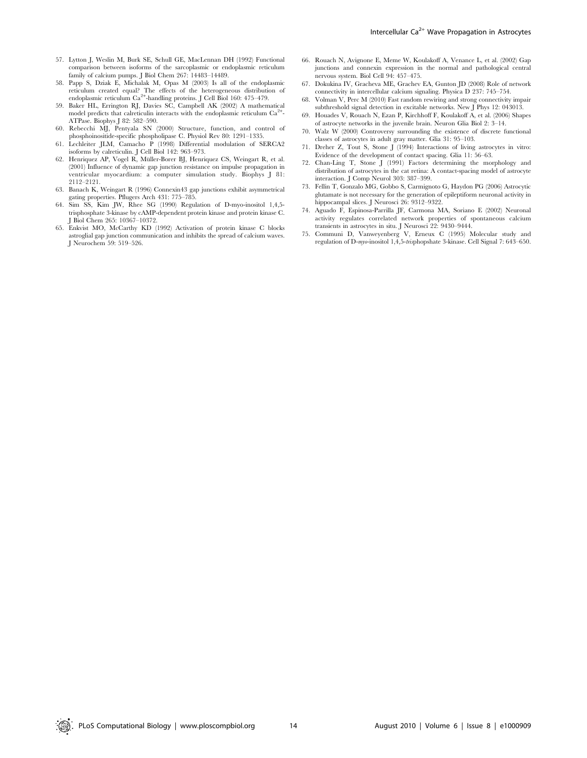57. Lytton J, Weslin M, Burk SE, Schull GE, MacLennan DH (1992) Functional comparison between isoforms of the sarcoplasmic or endoplasmic reticulum family of calcium pumps. J Biol Chem 267: 14483–14489.
58. Papp S, Dziak E, Michalak M, Opas M (2003) Is all of the endoplasmic reticulum created equal? The effects of the heterogeneous distribution of endoplasmic reticulum $Ca^{2+}$-handling proteins. J Cell Biol 160: 475–479.
59. Baker HL, Errington RJ, Davies SC, Campbell AK (2002) A mathematical model predicts that calreticulin interacts with the endoplasmic reticulum $Ca^{2+}$-ATPase. Biophys J 82: 582–590.
60. Rebecchi MJ, Pentyala SN (2000) Structure, function, and control of phosphoinositide-specific phospholipase C. Physiol Rev 80: 1291–1335.
61. Lechleiter JLM, Camacho P (1998) Differential modulation of SERCA2 isoforms by calreticulin. J Cell Biol 142: 963–973.
62. Henriquez AP, Vogel R, Müller-Borer BJ, Henriquez CS, Weingart R, et al. (2001) Influence of dynamic gap junction resistance on impulse propagation in ventricular myocardium: a computer simulation study. Biophys J 81: 2112–2121.
63. Banach K, Weingart R (1996) Connexin43 gap junctions exhibit asymmetrical gating properties. Pflugers Arch 431: 775–785.
64. Sim SS, Kim JW, Rhee SG (1990) Regulation of D-myo-inositol 1,4,5-trisphosphate 3-kinase by cAMP-dependent protein kinase and protein kinase C. J Biol Chem 265: 10367–10372.
65. Enkvist MO, McCarthy KD (1992) Activation of protein kinase C blocks astroglial gap junction communication and inhibits the spread of calcium waves. J Neurochem 59: 519–526.
66. Rouach N, Avignone E, Meme W, Koulakoff A, Venance L, et al. (2002) Gap junctions and connexin expression in the normal and pathological central nervous system. Biol Cell 94: 457–475.
67. Dokukina IV, Gracheva ME, Grachev EA, Gunton JD (2008) Role of network connectivity in intercellular calcium signaling. Physica D 237: 745–754.
68. Volman V, Perc M (2010) Fast random rewiring and strong connectivity impair subthreshold signal detection in excitable networks. New J Phys 12: 043013.
69. Houades V, Rouach N, Ezan P, Kirchhoff F, Koulakoff A, et al. (2006) Shapes of astrocyte networks in the juvenile brain. Neuron Glia Biol 2: 3–14.
70. Walz W (2000) Controversy surrounding the existence of discrete functional classes of astrocytes in adult gray matter. Glia 31: 95–103.
71. Dreher Z, Tout S, Stone J (1994) Interactions of living astrocytes in vitro: Evidence of the development of contact spacing. Glia 11: 56–63.
72. Chan-Ling T, Stone J (1991) Factors determining the morphology and distribution of astrocytes in the cat retina: A contact-spacing model of astrocyte interaction. J Comp Neurol 303: 387–399.
73. Fellin T, Gonzalo MG, Gobbo S, Carmignoto G, Haydon PG (2006) Astrocytic glutamate is not necessary for the generation of epileptiform neuronal activity in hippocampal slices. J Neurosci 26: 9312–9322.
74. Aguado F, Espinosa-Parrilla JF, Carmona MA, Soriano E (2002) Neuronal activity regulates correlated network properties of spontaneous calcium transients in astrocytes in situ. J Neurosci 22: 9430–9444.
75. Communi D, Vanweyenberg V, Erneux C (1995) Molecular study and regulation of D-*myo*-inositol 1,4,5-*tris*phopshate 3-kinase. Cell Signal 7: 643–650.